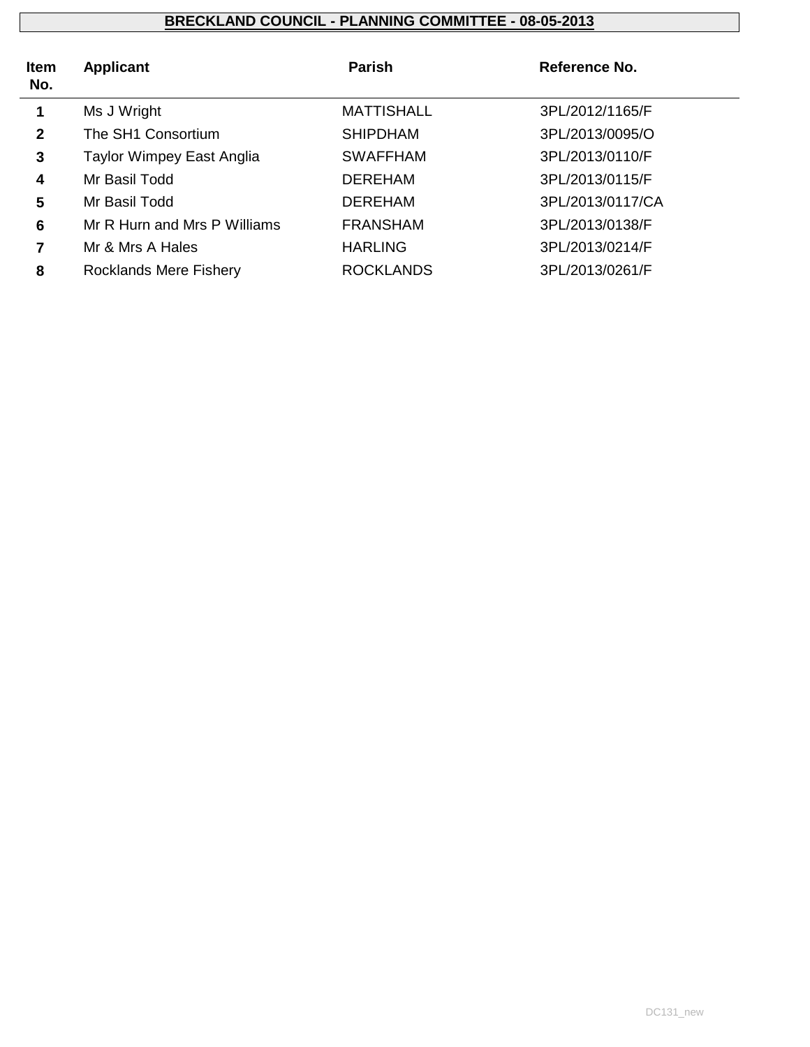# BRECKLAND COUNCIL - PLANNING COMMITTEE - 08-05-2013

| Item No. | Applicant | Parish | Reference No. |
|---|---|---|---|
| 1 | Ms J Wright | MATTISHALL | 3PL/2012/1165/F |
| 2 | The SH1 Consortium | SHIPDHAM | 3PL/2013/0095/O |
| 3 | Taylor Wimpey East Anglia | SWAFFHAM | 3PL/2013/0110/F |
| 4 | Mr Basil Todd | DEREHAM | 3PL/2013/0115/F |
| 5 | Mr Basil Todd | DEREHAM | 3PL/2013/0117/CA |
| 6 | Mr R Hurn and Mrs P Williams | FRANSHAM | 3PL/2013/0138/F |
| 7 | Mr & Mrs A Hales | HARLING | 3PL/2013/0214/F |
| 8 | Rocklands Mere Fishery | ROCKLANDS | 3PL/2013/0261/F |

DC131_new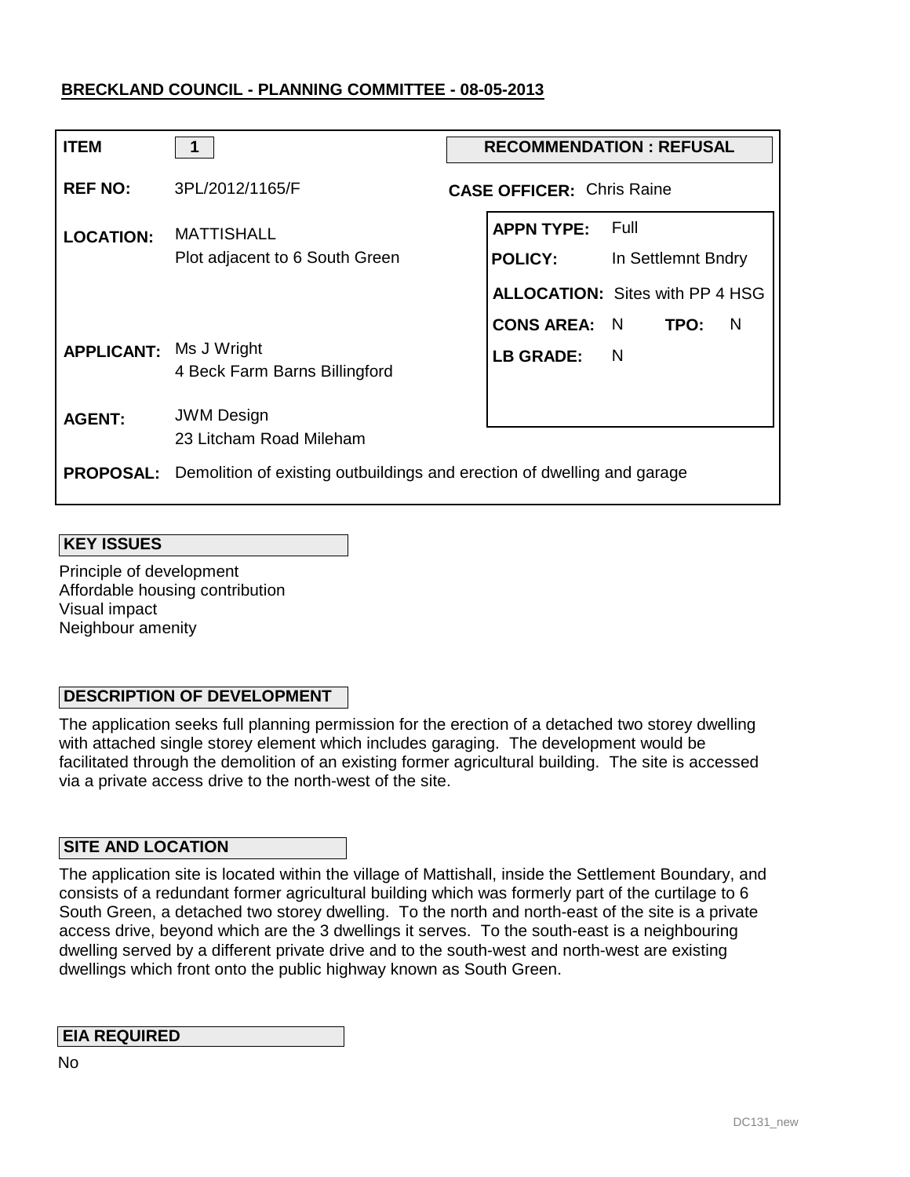## BRECKLAND COUNCIL - PLANNING COMMITTEE - 08-05-2013

| | | | |
|---|---|---|---|
| **ITEM** | 1 | **RECOMMENDATION : REFUSAL** | |
| **REF NO:** | 3PL/2012/1165/F | **CASE OFFICER:** Chris Raine | |
| **LOCATION:** | MATTISHALL<br>Plot adjacent to 6 South Green | **APPN TYPE:** | Full |
| | | **POLICY:** | In Settlemnt Bndry |
| | | **ALLOCATION:** | Sites with PP 4 HSG |
| | | **CONS AREA:** N | **TPO:** N |
| **APPLICANT:** | Ms J Wright<br>4 Beck Farm Barns Billingford | **LB GRADE:** | N |
| **AGENT:** | JWM Design<br>23 Litcham Road Mileham | | |
| **PROPOSAL:** | Demolition of existing outbuildings and erection of dwelling and garage | | |

### KEY ISSUES

Principle of development
Affordable housing contribution
Visual impact
Neighbour amenity

### DESCRIPTION OF DEVELOPMENT

The application seeks full planning permission for the erection of a detached two storey dwelling with attached single storey element which includes garaging. The development would be facilitated through the demolition of an existing former agricultural building. The site is accessed via a private access drive to the north-west of the site.

### SITE AND LOCATION

The application site is located within the village of Mattishall, inside the Settlement Boundary, and consists of a redundant former agricultural building which was formerly part of the curtilage to 6 South Green, a detached two storey dwelling. To the north and north-east of the site is a private access drive, beyond which are the 3 dwellings it serves. To the south-east is a neighbouring dwelling served by a different private drive and to the south-west and north-west are existing dwellings which front onto the public highway known as South Green.

### EIA REQUIRED

No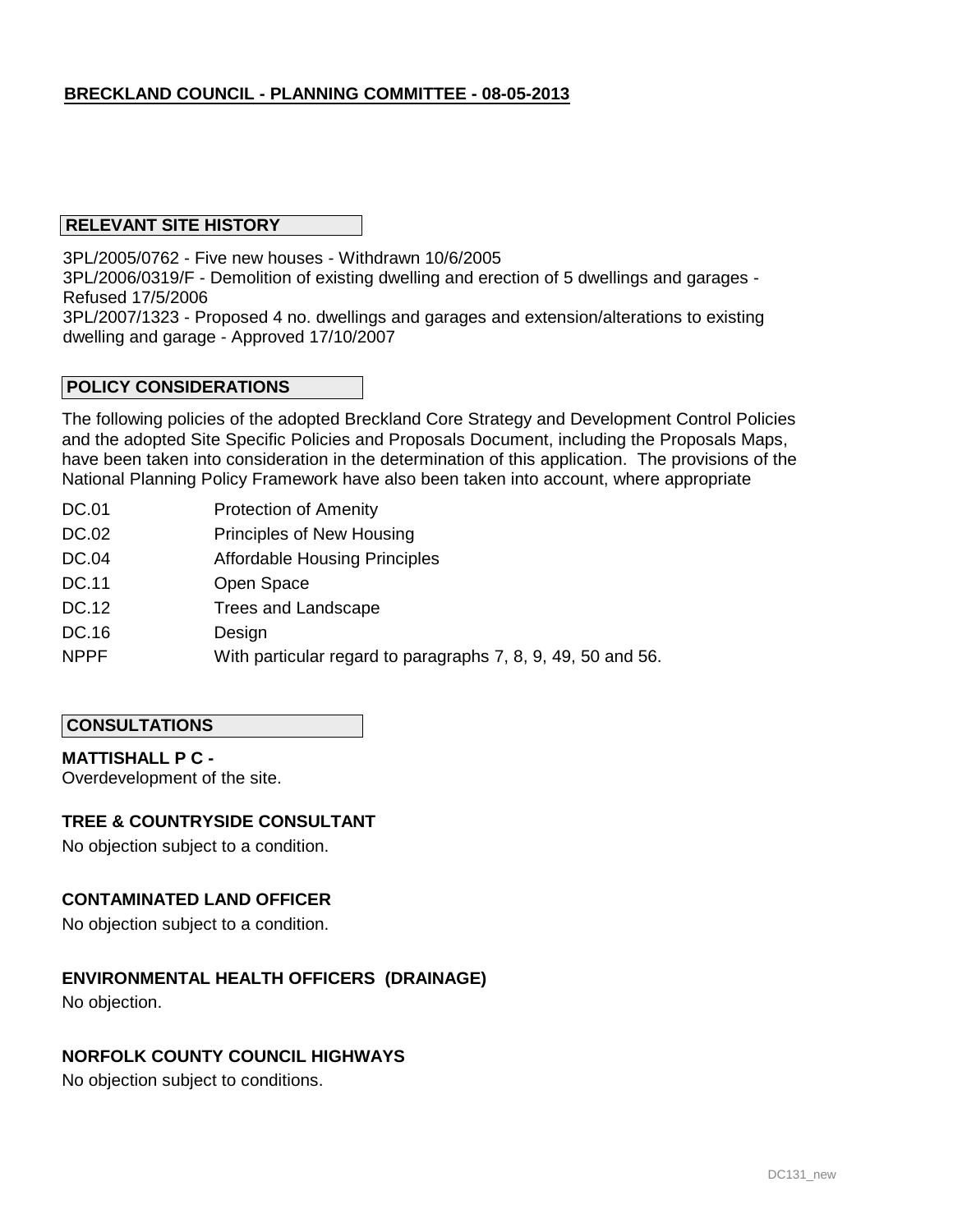**BRECKLAND COUNCIL - PLANNING COMMITTEE - 08-05-2013**

## RELEVANT SITE HISTORY

3PL/2005/0762 - Five new houses - Withdrawn 10/6/2005
3PL/2006/0319/F - Demolition of existing dwelling and erection of 5 dwellings and garages - Refused 17/5/2006
3PL/2007/1323 - Proposed 4 no. dwellings and garages and extension/alterations to existing dwelling and garage - Approved 17/10/2007

## POLICY CONSIDERATIONS

The following policies of the adopted Breckland Core Strategy and Development Control Policies and the adopted Site Specific Policies and Proposals Document, including the Proposals Maps, have been taken into consideration in the determination of this application. The provisions of the National Planning Policy Framework have also been taken into account, where appropriate

| | |
|---|---|
| DC.01 | Protection of Amenity |
| DC.02 | Principles of New Housing |
| DC.04 | Affordable Housing Principles |
| DC.11 | Open Space |
| DC.12 | Trees and Landscape |
| DC.16 | Design |
| NPPF | With particular regard to paragraphs 7, 8, 9, 49, 50 and 56. |

## CONSULTATIONS

**MATTISHALL P C -**
Overdevelopment of the site.

**TREE & COUNTRYSIDE CONSULTANT**

No objection subject to a condition.

**CONTAMINATED LAND OFFICER**

No objection subject to a condition.

**ENVIRONMENTAL HEALTH OFFICERS (DRAINAGE)**

No objection.

**NORFOLK COUNTY COUNCIL HIGHWAYS**

No objection subject to conditions.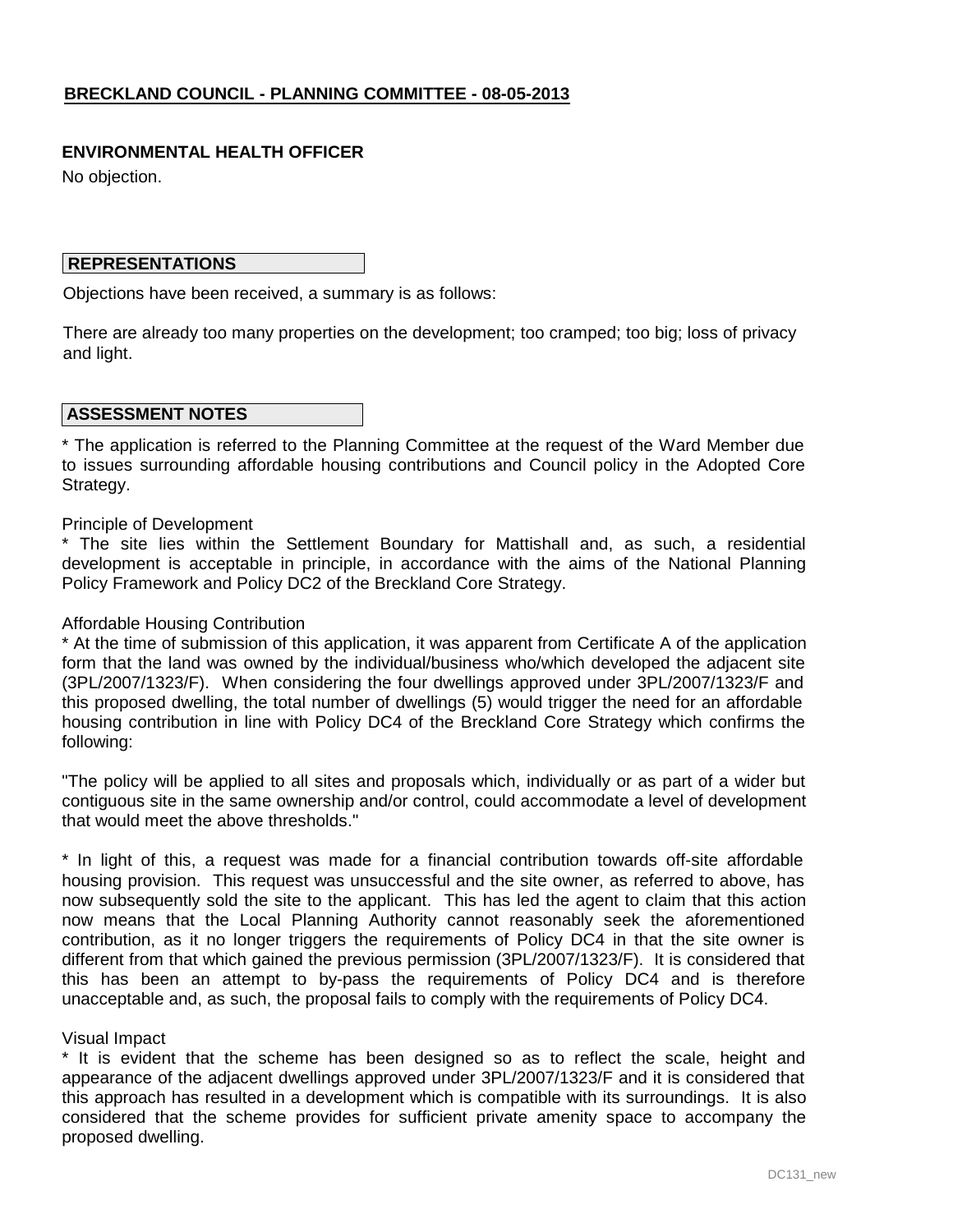**BRECKLAND COUNCIL - PLANNING COMMITTEE - 08-05-2013**

**ENVIRONMENTAL HEALTH OFFICER**

No objection.

**REPRESENTATIONS**

Objections have been received, a summary is as follows:

There are already too many properties on the development; too cramped; too big; loss of privacy and light.

**ASSESSMENT NOTES**

* The application is referred to the Planning Committee at the request of the Ward Member due to issues surrounding affordable housing contributions and Council policy in the Adopted Core Strategy.

Principle of Development

* The site lies within the Settlement Boundary for Mattishall and, as such, a residential development is acceptable in principle, in accordance with the aims of the National Planning Policy Framework and Policy DC2 of the Breckland Core Strategy.

Affordable Housing Contribution

* At the time of submission of this application, it was apparent from Certificate A of the application form that the land was owned by the individual/business who/which developed the adjacent site (3PL/2007/1323/F). When considering the four dwellings approved under 3PL/2007/1323/F and this proposed dwelling, the total number of dwellings (5) would trigger the need for an affordable housing contribution in line with Policy DC4 of the Breckland Core Strategy which confirms the following:

"The policy will be applied to all sites and proposals which, individually or as part of a wider but contiguous site in the same ownership and/or control, could accommodate a level of development that would meet the above thresholds."

* In light of this, a request was made for a financial contribution towards off-site affordable housing provision. This request was unsuccessful and the site owner, as referred to above, has now subsequently sold the site to the applicant. This has led the agent to claim that this action now means that the Local Planning Authority cannot reasonably seek the aforementioned contribution, as it no longer triggers the requirements of Policy DC4 in that the site owner is different from that which gained the previous permission (3PL/2007/1323/F). It is considered that this has been an attempt to by-pass the requirements of Policy DC4 and is therefore unacceptable and, as such, the proposal fails to comply with the requirements of Policy DC4.

Visual Impact

* It is evident that the scheme has been designed so as to reflect the scale, height and appearance of the adjacent dwellings approved under 3PL/2007/1323/F and it is considered that this approach has resulted in a development which is compatible with its surroundings. It is also considered that the scheme provides for sufficient private amenity space to accompany the proposed dwelling.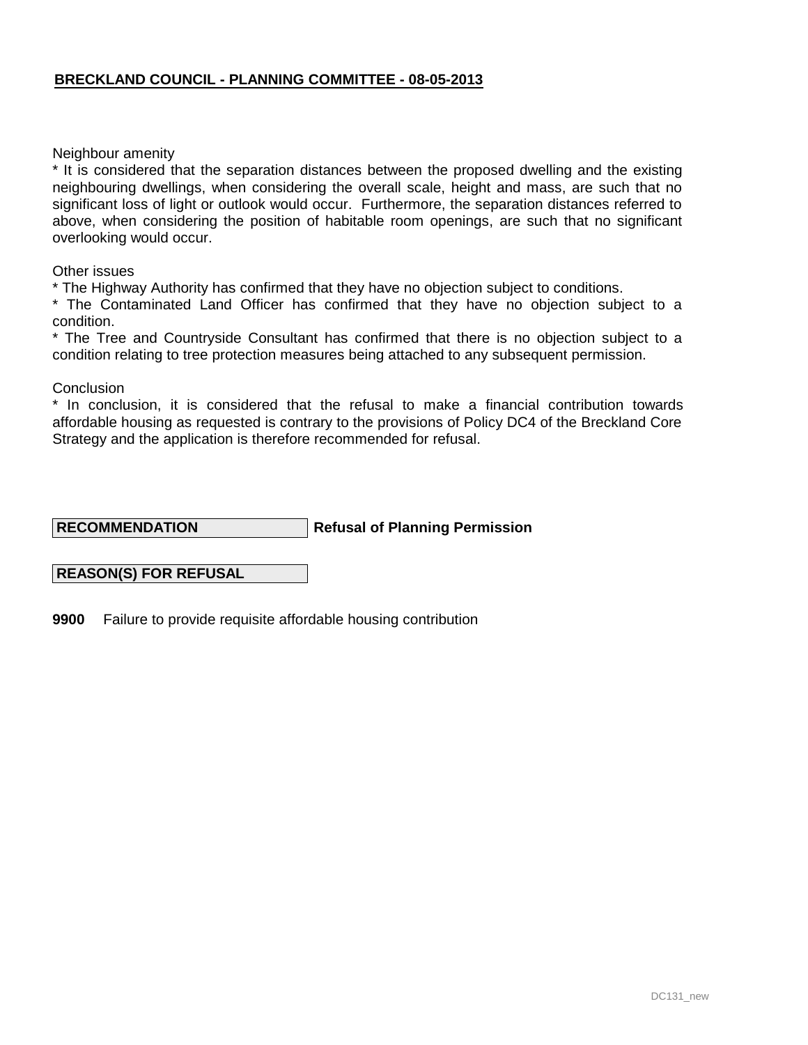Neighbour amenity

* It is considered that the separation distances between the proposed dwelling and the existing neighbouring dwellings, when considering the overall scale, height and mass, are such that no significant loss of light or outlook would occur. Furthermore, the separation distances referred to above, when considering the position of habitable room openings, are such that no significant overlooking would occur.

Other issues

* The Highway Authority has confirmed that they have no objection subject to conditions.
* The Contaminated Land Officer has confirmed that they have no objection subject to a condition.
* The Tree and Countryside Consultant has confirmed that there is no objection subject to a condition relating to tree protection measures being attached to any subsequent permission.

Conclusion

* In conclusion, it is considered that the refusal to make a financial contribution towards affordable housing as requested is contrary to the provisions of Policy DC4 of the Breckland Core Strategy and the application is therefore recommended for refusal.

**RECOMMENDATION** **Refusal of Planning Permission**

**REASON(S) FOR REFUSAL**

**9900** Failure to provide requisite affordable housing contribution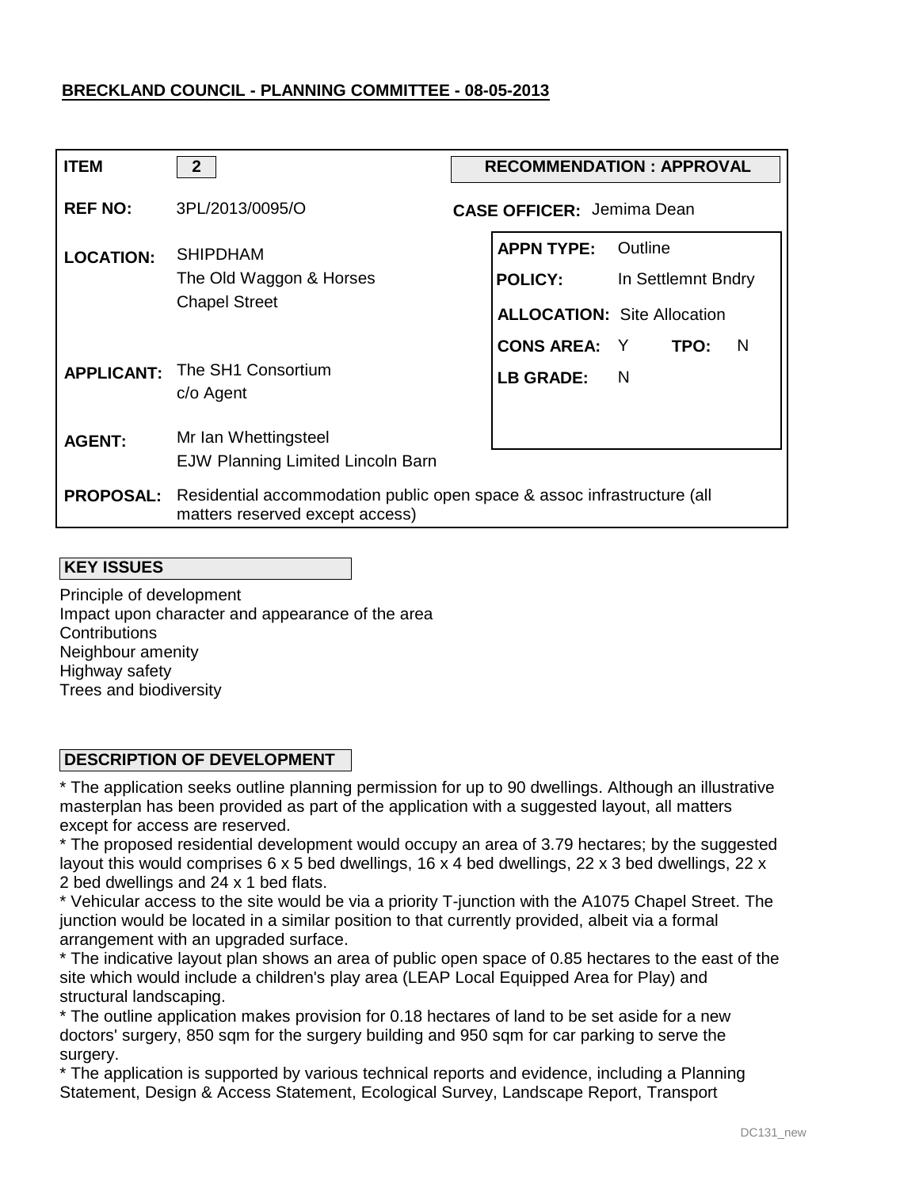**BRECKLAND COUNCIL - PLANNING COMMITTEE - 08-05-2013**

| | | | |
|---|---|---|---|
| **ITEM** | **2** | **RECOMMENDATION : APPROVAL** | |
| **REF NO:** | 3PL/2013/0095/O | **CASE OFFICER:** Jemima Dean | |
| **LOCATION:** | SHIPDHAM<br>The Old Waggon & Horses<br>Chapel Street | **APPN TYPE:** | Outline |
| | | **POLICY:** | In Settlemnt Bndry |
| | | **ALLOCATION:** | Site Allocation |
| | | **CONS AREA:** Y | **TPO:** N |
| **APPLICANT:** | The SH1 Consortium<br>c/o Agent | **LB GRADE:** | N |
| **AGENT:** | Mr Ian Whettingsteel<br>EJW Planning Limited Lincoln Barn | | |
| **PROPOSAL:** | Residential accommodation public open space & assoc infrastructure (all matters reserved except access) | | |

**KEY ISSUES**

Principle of development
Impact upon character and appearance of the area
Contributions
Neighbour amenity
Highway safety
Trees and biodiversity

**DESCRIPTION OF DEVELOPMENT**

* The application seeks outline planning permission for up to 90 dwellings. Although an illustrative masterplan has been provided as part of the application with a suggested layout, all matters except for access are reserved.
* The proposed residential development would occupy an area of 3.79 hectares; by the suggested layout this would comprises 6 x 5 bed dwellings, 16 x 4 bed dwellings, 22 x 3 bed dwellings, 22 x 2 bed dwellings and 24 x 1 bed flats.
* Vehicular access to the site would be via a priority T-junction with the A1075 Chapel Street. The junction would be located in a similar position to that currently provided, albeit via a formal arrangement with an upgraded surface.
* The indicative layout plan shows an area of public open space of 0.85 hectares to the east of the site which would include a children's play area (LEAP Local Equipped Area for Play) and structural landscaping.
* The outline application makes provision for 0.18 hectares of land to be set aside for a new doctors' surgery, 850 sqm for the surgery building and 950 sqm for car parking to serve the surgery.
* The application is supported by various technical reports and evidence, including a Planning Statement, Design & Access Statement, Ecological Survey, Landscape Report, Transport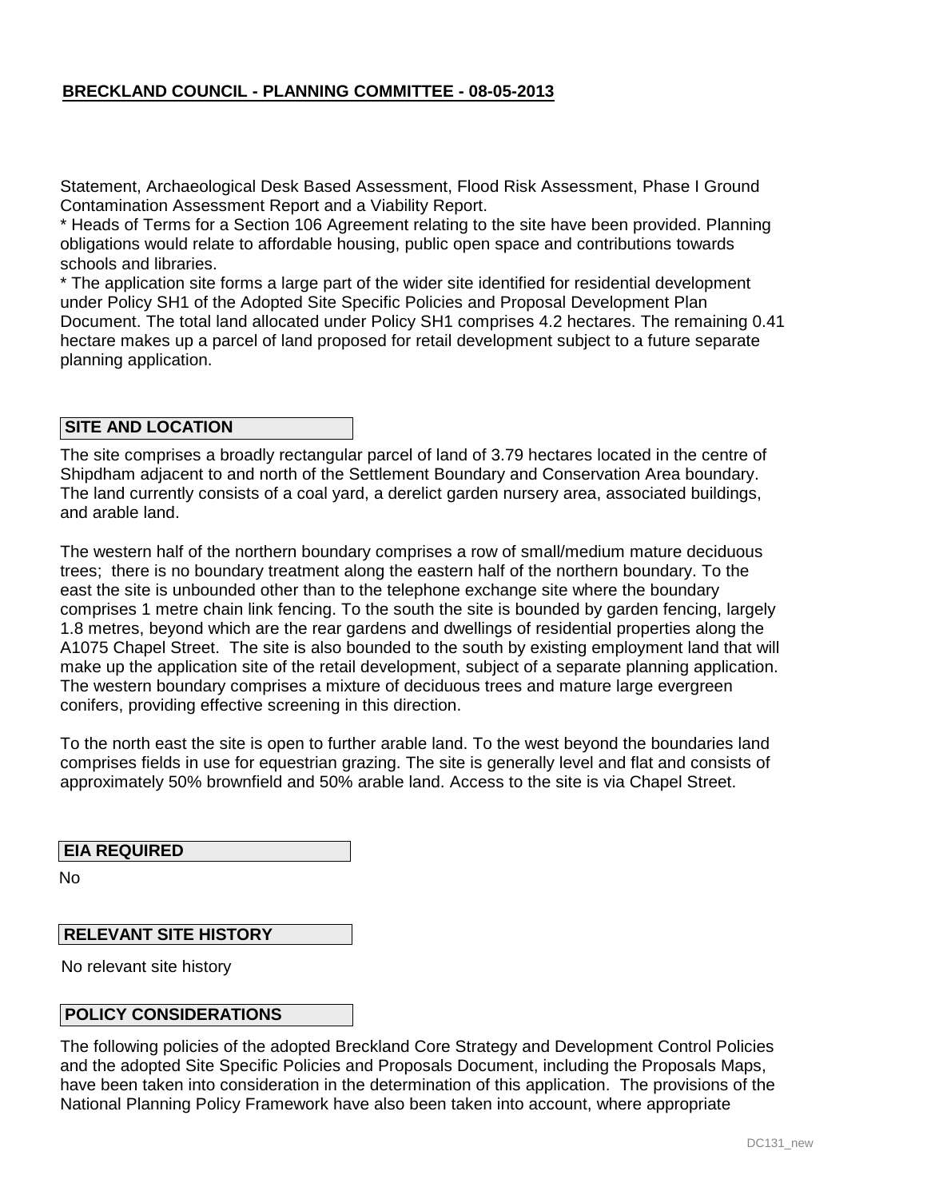Statement, Archaeological Desk Based Assessment, Flood Risk Assessment, Phase I Ground Contamination Assessment Report and a Viability Report.

* Heads of Terms for a Section 106 Agreement relating to the site have been provided. Planning obligations would relate to affordable housing, public open space and contributions towards schools and libraries.

* The application site forms a large part of the wider site identified for residential development under Policy SH1 of the Adopted Site Specific Policies and Proposal Development Plan Document. The total land allocated under Policy SH1 comprises 4.2 hectares. The remaining 0.41 hectare makes up a parcel of land proposed for retail development subject to a future separate planning application.

## SITE AND LOCATION

The site comprises a broadly rectangular parcel of land of 3.79 hectares located in the centre of Shipdham adjacent to and north of the Settlement Boundary and Conservation Area boundary. The land currently consists of a coal yard, a derelict garden nursery area, associated buildings, and arable land.

The western half of the northern boundary comprises a row of small/medium mature deciduous trees; there is no boundary treatment along the eastern half of the northern boundary. To the east the site is unbounded other than to the telephone exchange site where the boundary comprises 1 metre chain link fencing. To the south the site is bounded by garden fencing, largely 1.8 metres, beyond which are the rear gardens and dwellings of residential properties along the A1075 Chapel Street. The site is also bounded to the south by existing employment land that will make up the application site of the retail development, subject of a separate planning application. The western boundary comprises a mixture of deciduous trees and mature large evergreen conifers, providing effective screening in this direction.

To the north east the site is open to further arable land. To the west beyond the boundaries land comprises fields in use for equestrian grazing. The site is generally level and flat and consists of approximately 50% brownfield and 50% arable land. Access to the site is via Chapel Street.

## EIA REQUIRED

No

## RELEVANT SITE HISTORY

No relevant site history

## POLICY CONSIDERATIONS

The following policies of the adopted Breckland Core Strategy and Development Control Policies and the adopted Site Specific Policies and Proposals Document, including the Proposals Maps, have been taken into consideration in the determination of this application. The provisions of the National Planning Policy Framework have also been taken into account, where appropriate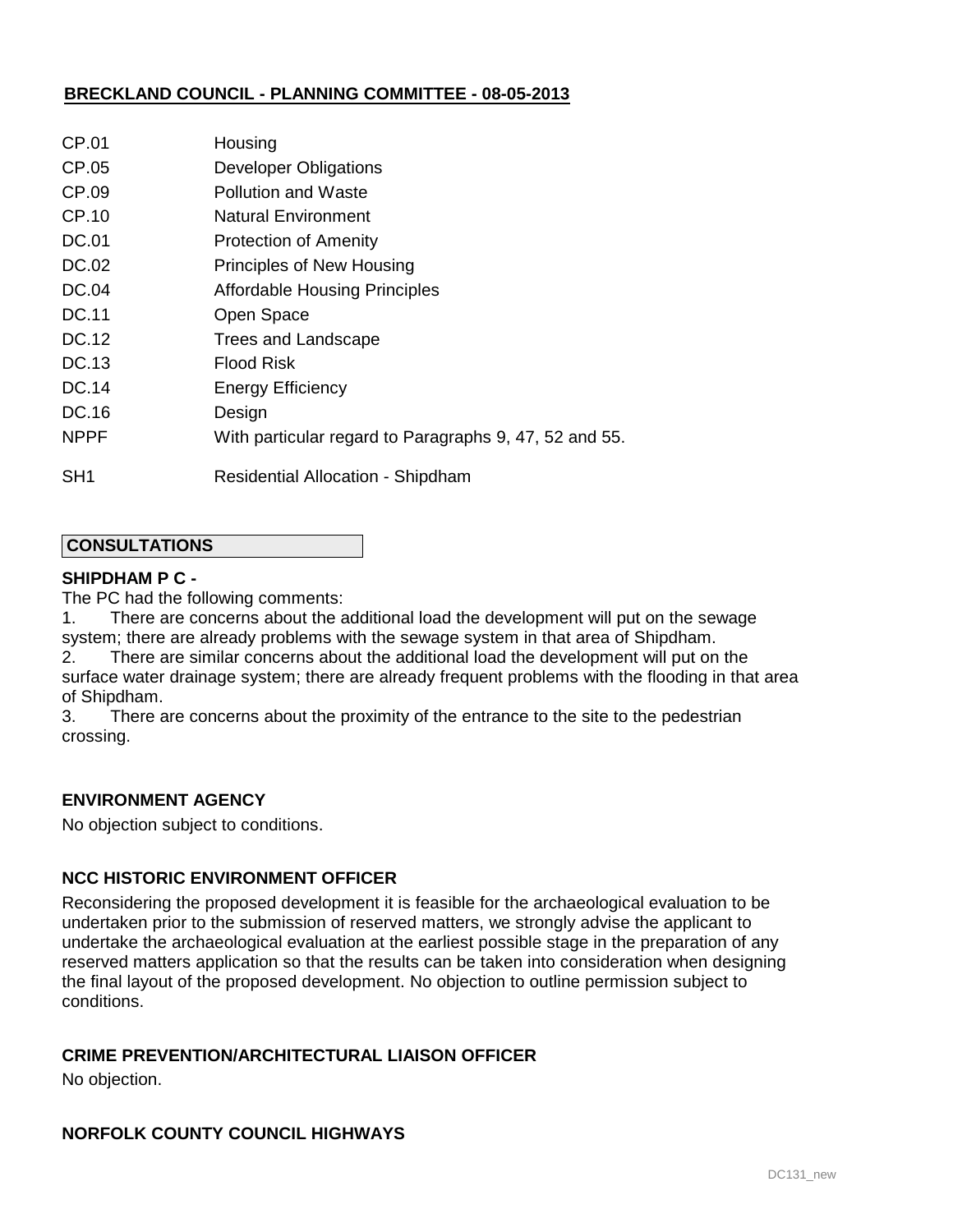**BRECKLAND COUNCIL - PLANNING COMMITTEE - 08-05-2013**

| | |
|---|---|
| CP.01 | Housing |
| CP.05 | Developer Obligations |
| CP.09 | Pollution and Waste |
| CP.10 | Natural Environment |
| DC.01 | Protection of Amenity |
| DC.02 | Principles of New Housing |
| DC.04 | Affordable Housing Principles |
| DC.11 | Open Space |
| DC.12 | Trees and Landscape |
| DC.13 | Flood Risk |
| DC.14 | Energy Efficiency |
| DC.16 | Design |
| NPPF | With particular regard to Paragraphs 9, 47, 52 and 55. |
| SH1 | Residential Allocation - Shipdham |

## CONSULTATIONS

**SHIPDHAM P C -**

The PC had the following comments:

1. There are concerns about the additional load the development will put on the sewage system; there are already problems with the sewage system in that area of Shipdham.
2. There are similar concerns about the additional load the development will put on the surface water drainage system; there are already frequent problems with the flooding in that area of Shipdham.
3. There are concerns about the proximity of the entrance to the site to the pedestrian crossing.

**ENVIRONMENT AGENCY**

No objection subject to conditions.

**NCC HISTORIC ENVIRONMENT OFFICER**

Reconsidering the proposed development it is feasible for the archaeological evaluation to be undertaken prior to the submission of reserved matters, we strongly advise the applicant to undertake the archaeological evaluation at the earliest possible stage in the preparation of any reserved matters application so that the results can be taken into consideration when designing the final layout of the proposed development. No objection to outline permission subject to conditions.

**CRIME PREVENTION/ARCHITECTURAL LIAISON OFFICER**

No objection.

**NORFOLK COUNTY COUNCIL HIGHWAYS**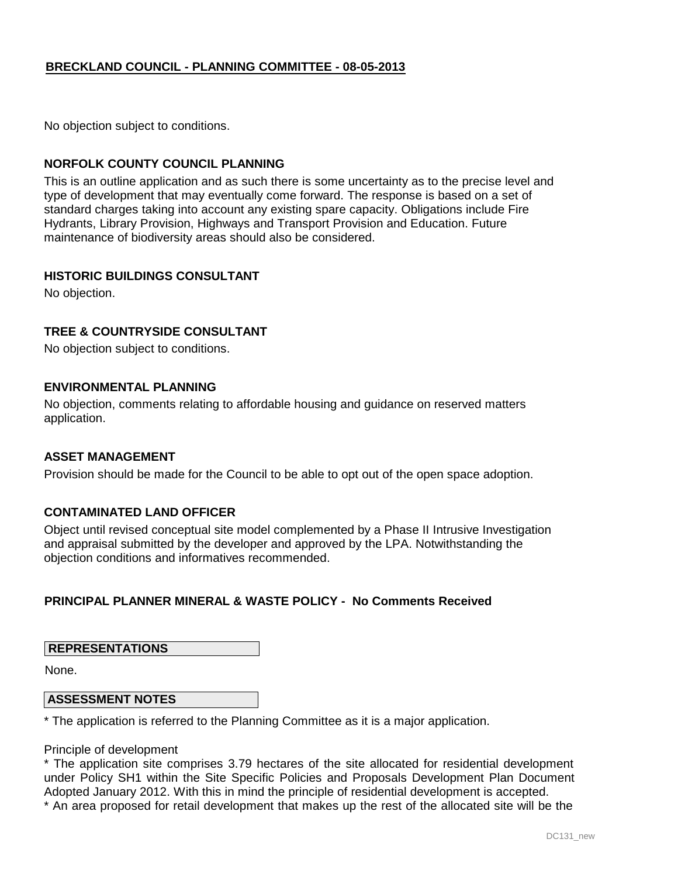No objection subject to conditions.

### NORFOLK COUNTY COUNCIL PLANNING

This is an outline application and as such there is some uncertainty as to the precise level and type of development that may eventually come forward. The response is based on a set of standard charges taking into account any existing spare capacity. Obligations include Fire Hydrants, Library Provision, Highways and Transport Provision and Education. Future maintenance of biodiversity areas should also be considered.

### HISTORIC BUILDINGS CONSULTANT

No objection.

### TREE & COUNTRYSIDE CONSULTANT

No objection subject to conditions.

### ENVIRONMENTAL PLANNING

No objection, comments relating to affordable housing and guidance on reserved matters application.

### ASSET MANAGEMENT

Provision should be made for the Council to be able to opt out of the open space adoption.

### CONTAMINATED LAND OFFICER

Object until revised conceptual site model complemented by a Phase II Intrusive Investigation and appraisal submitted by the developer and approved by the LPA. Notwithstanding the objection conditions and informatives recommended.

### PRINCIPAL PLANNER MINERAL & WASTE POLICY - No Comments Received

## REPRESENTATIONS

None.

## ASSESSMENT NOTES

* The application is referred to the Planning Committee as it is a major application.

Principle of development

* The application site comprises 3.79 hectares of the site allocated for residential development under Policy SH1 within the Site Specific Policies and Proposals Development Plan Document Adopted January 2012. With this in mind the principle of residential development is accepted.
* An area proposed for retail development that makes up the rest of the allocated site will be the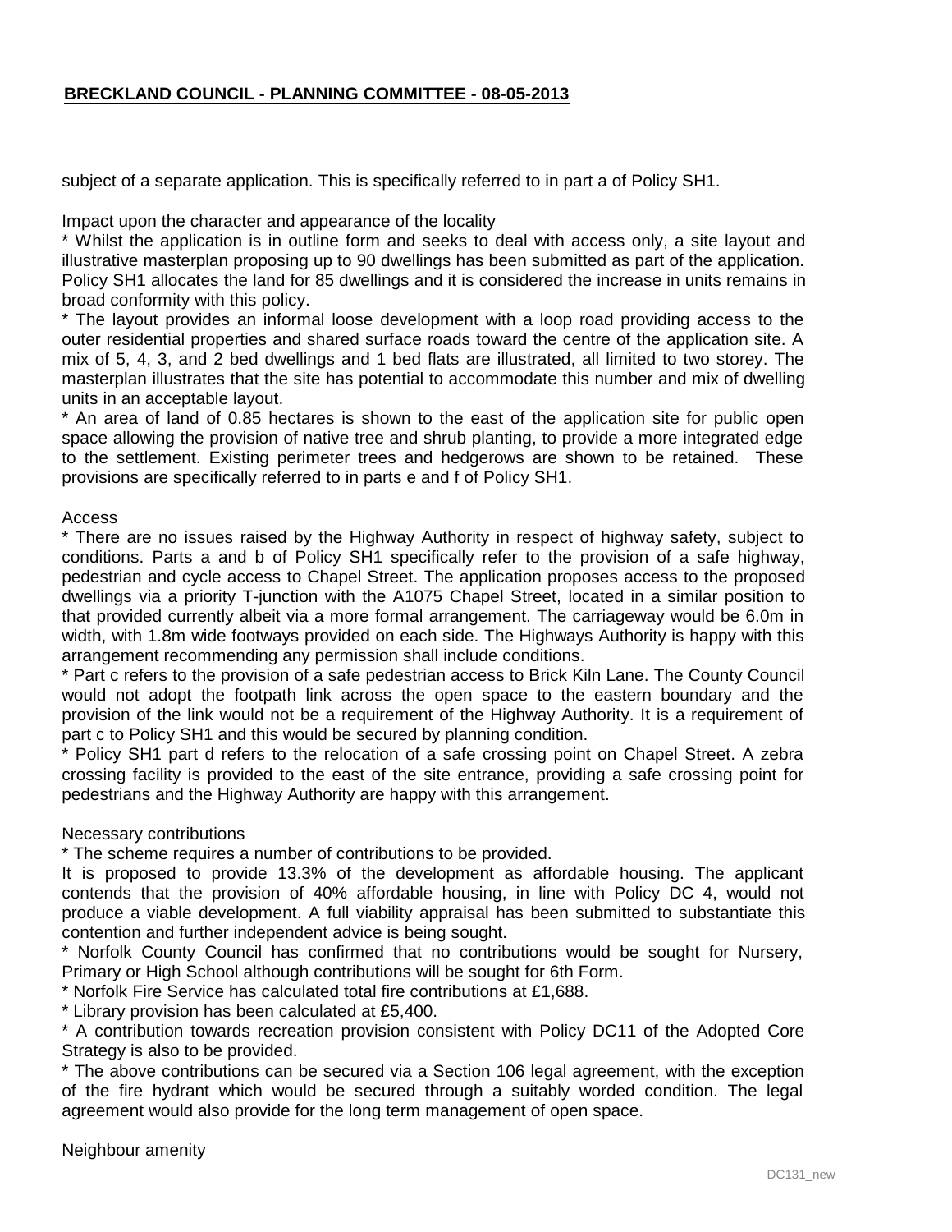subject of a separate application. This is specifically referred to in part a of Policy SH1.

Impact upon the character and appearance of the locality

* Whilst the application is in outline form and seeks to deal with access only, a site layout and illustrative masterplan proposing up to 90 dwellings has been submitted as part of the application. Policy SH1 allocates the land for 85 dwellings and it is considered the increase in units remains in broad conformity with this policy.
* The layout provides an informal loose development with a loop road providing access to the outer residential properties and shared surface roads toward the centre of the application site. A mix of 5, 4, 3, and 2 bed dwellings and 1 bed flats are illustrated, all limited to two storey. The masterplan illustrates that the site has potential to accommodate this number and mix of dwelling units in an acceptable layout.
* An area of land of 0.85 hectares is shown to the east of the application site for public open space allowing the provision of native tree and shrub planting, to provide a more integrated edge to the settlement. Existing perimeter trees and hedgerows are shown to be retained. These provisions are specifically referred to in parts e and f of Policy SH1.

Access

* There are no issues raised by the Highway Authority in respect of highway safety, subject to conditions. Parts a and b of Policy SH1 specifically refer to the provision of a safe highway, pedestrian and cycle access to Chapel Street. The application proposes access to the proposed dwellings via a priority T-junction with the A1075 Chapel Street, located in a similar position to that provided currently albeit via a more formal arrangement. The carriageway would be 6.0m in width, with 1.8m wide footways provided on each side. The Highways Authority is happy with this arrangement recommending any permission shall include conditions.
* Part c refers to the provision of a safe pedestrian access to Brick Kiln Lane. The County Council would not adopt the footpath link across the open space to the eastern boundary and the provision of the link would not be a requirement of the Highway Authority. It is a requirement of part c to Policy SH1 and this would be secured by planning condition.
* Policy SH1 part d refers to the relocation of a safe crossing point on Chapel Street. A zebra crossing facility is provided to the east of the site entrance, providing a safe crossing point for pedestrians and the Highway Authority are happy with this arrangement.

Necessary contributions

* The scheme requires a number of contributions to be provided.

It is proposed to provide 13.3% of the development as affordable housing. The applicant contends that the provision of 40% affordable housing, in line with Policy DC 4, would not produce a viable development. A full viability appraisal has been submitted to substantiate this contention and further independent advice is being sought.

* Norfolk County Council has confirmed that no contributions would be sought for Nursery, Primary or High School although contributions will be sought for 6th Form.
* Norfolk Fire Service has calculated total fire contributions at £1,688.
* Library provision has been calculated at £5,400.
* A contribution towards recreation provision consistent with Policy DC11 of the Adopted Core Strategy is also to be provided.
* The above contributions can be secured via a Section 106 legal agreement, with the exception of the fire hydrant which would be secured through a suitably worded condition. The legal agreement would also provide for the long term management of open space.

Neighbour amenity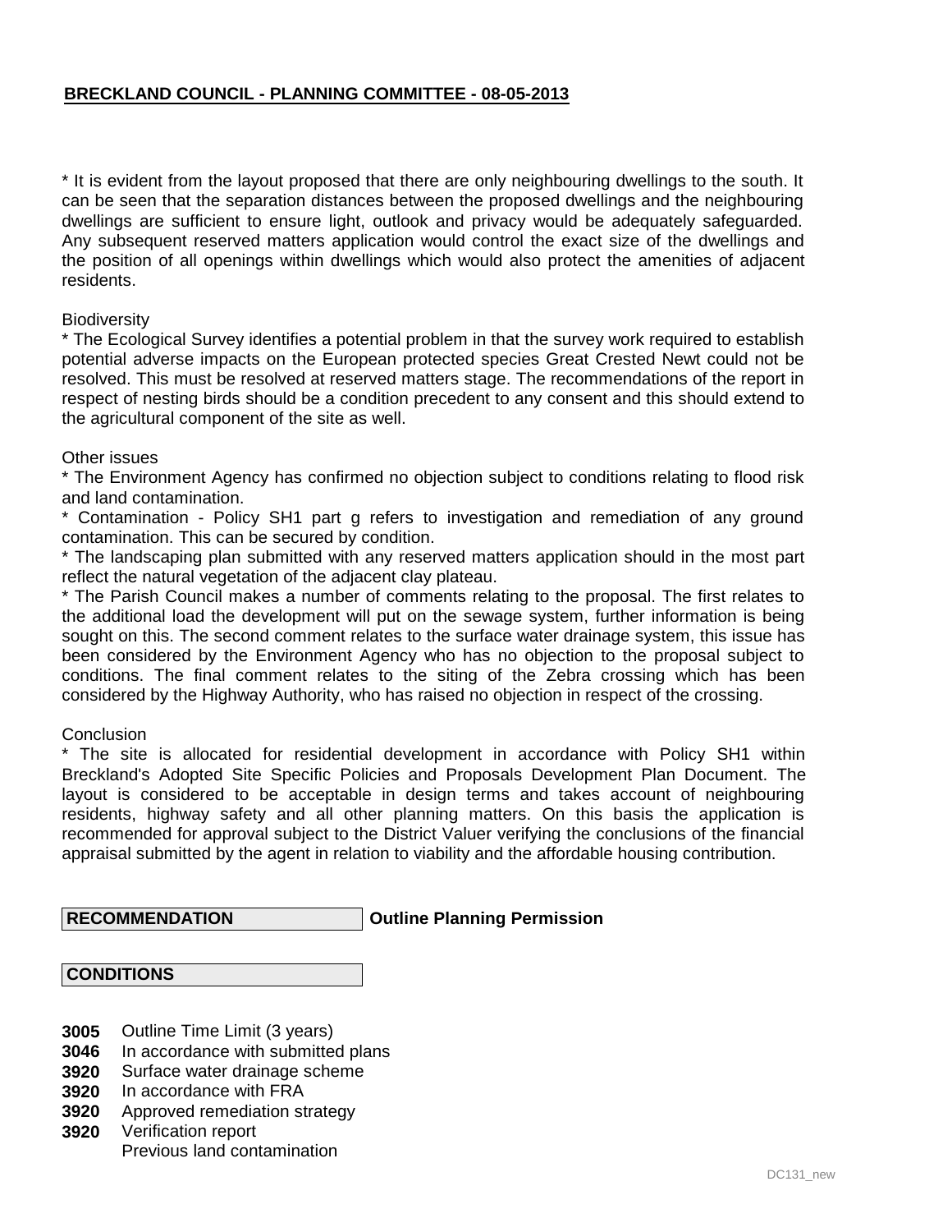**BRECKLAND COUNCIL - PLANNING COMMITTEE - 08-05-2013**

* It is evident from the layout proposed that there are only neighbouring dwellings to the south. It can be seen that the separation distances between the proposed dwellings and the neighbouring dwellings are sufficient to ensure light, outlook and privacy would be adequately safeguarded. Any subsequent reserved matters application would control the exact size of the dwellings and the position of all openings within dwellings which would also protect the amenities of adjacent residents.

Biodiversity

* The Ecological Survey identifies a potential problem in that the survey work required to establish potential adverse impacts on the European protected species Great Crested Newt could not be resolved. This must be resolved at reserved matters stage. The recommendations of the report in respect of nesting birds should be a condition precedent to any consent and this should extend to the agricultural component of the site as well.

Other issues

* The Environment Agency has confirmed no objection subject to conditions relating to flood risk and land contamination.
* Contamination - Policy SH1 part g refers to investigation and remediation of any ground contamination. This can be secured by condition.
* The landscaping plan submitted with any reserved matters application should in the most part reflect the natural vegetation of the adjacent clay plateau.
* The Parish Council makes a number of comments relating to the proposal. The first relates to the additional load the development will put on the sewage system, further information is being sought on this. The second comment relates to the surface water drainage system, this issue has been considered by the Environment Agency who has no objection to the proposal subject to conditions. The final comment relates to the siting of the Zebra crossing which has been considered by the Highway Authority, who has raised no objection in respect of the crossing.

Conclusion

* The site is allocated for residential development in accordance with Policy SH1 within Breckland's Adopted Site Specific Policies and Proposals Development Plan Document. The layout is considered to be acceptable in design terms and takes account of neighbouring residents, highway safety and all other planning matters. On this basis the application is recommended for approval subject to the District Valuer verifying the conclusions of the financial appraisal submitted by the agent in relation to viability and the affordable housing contribution.

**RECOMMENDATION** **Outline Planning Permission**

**CONDITIONS**

**3005** Outline Time Limit (3 years)
**3046** In accordance with submitted plans
**3920** Surface water drainage scheme
**3920** In accordance with FRA
**3920** Approved remediation strategy
**3920** Verification report
Previous land contamination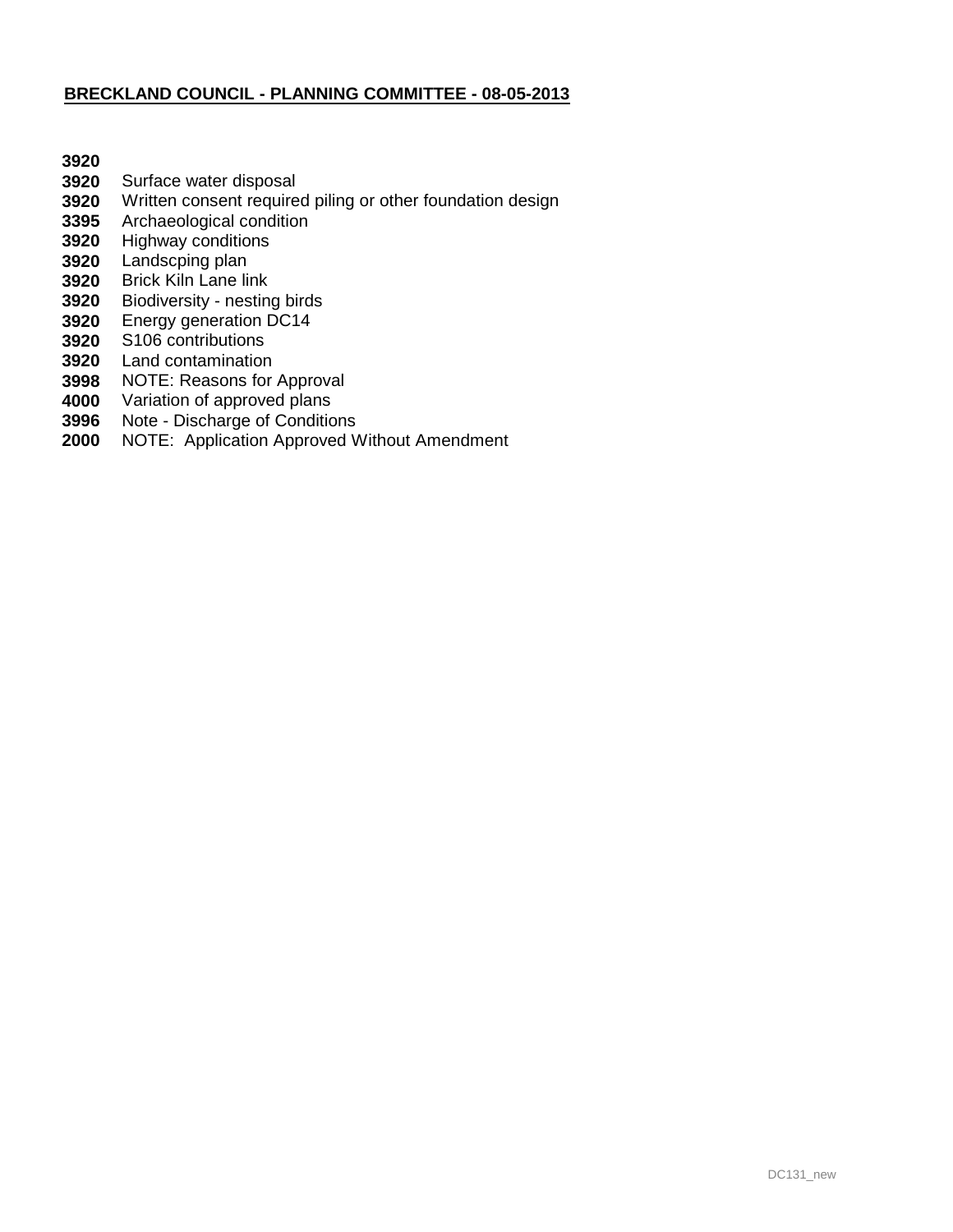**BRECKLAND COUNCIL - PLANNING COMMITTEE - 08-05-2013**

**3920**
**3920** Surface water disposal
**3920** Written consent required piling or other foundation design
**3395** Archaeological condition
**3920** Highway conditions
**3920** Landscping plan
**3920** Brick Kiln Lane link
**3920** Biodiversity - nesting birds
**3920** Energy generation DC14
**3920** S106 contributions
**3920** Land contamination
**3998** NOTE: Reasons for Approval
**4000** Variation of approved plans
**3996** Note - Discharge of Conditions
**2000** NOTE: Application Approved Without Amendment

DC131_new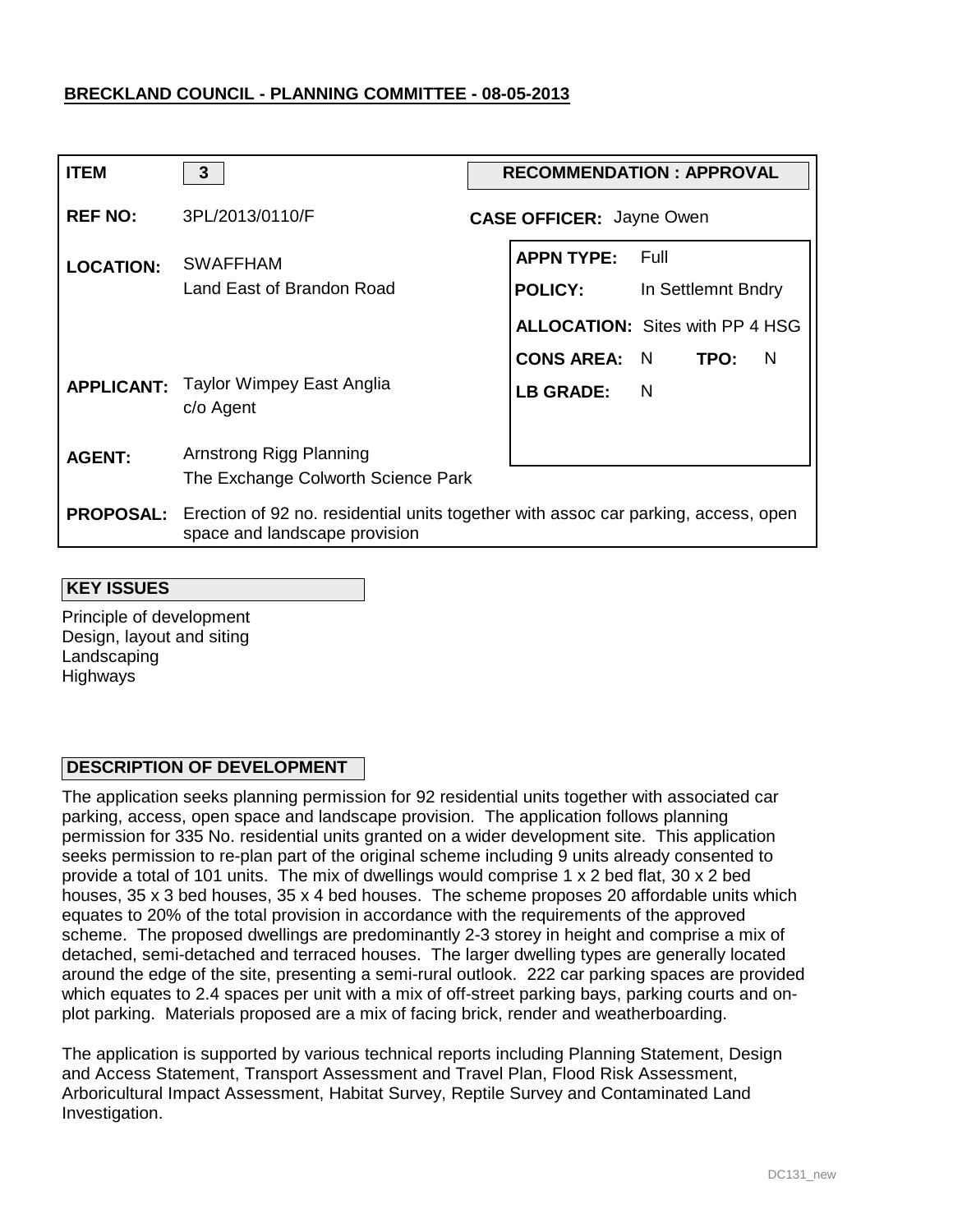**BRECKLAND COUNCIL - PLANNING COMMITTEE - 08-05-2013**

| | | | |
|---|---|---|---|
| **ITEM** | 3 | **RECOMMENDATION : APPROVAL** | |
| **REF NO:** | 3PL/2013/0110/F | **CASE OFFICER:** Jayne Owen | |
| **LOCATION:** | SWAFFHAM<br>Land East of Brandon Road | **APPN TYPE:** | Full |
| | | **POLICY:** | In Settlemnt Bndry |
| | | **ALLOCATION:** | Sites with PP 4 HSG |
| | | **CONS AREA:** | N **TPO:** N |
| **APPLICANT:** | Taylor Wimpey East Anglia<br>c/o Agent | **LB GRADE:** | N |
| **AGENT:** | Arnstrong Rigg Planning<br>The Exchange Colworth Science Park | | |
| **PROPOSAL:** | Erection of 92 no. residential units together with assoc car parking, access, open space and landscape provision | | |

**KEY ISSUES**

Principle of development
Design, layout and siting
Landscaping
Highways

**DESCRIPTION OF DEVELOPMENT**

The application seeks planning permission for 92 residential units together with associated car parking, access, open space and landscape provision. The application follows planning permission for 335 No. residential units granted on a wider development site. This application seeks permission to re-plan part of the original scheme including 9 units already consented to provide a total of 101 units. The mix of dwellings would comprise 1 x 2 bed flat, 30 x 2 bed houses, 35 x 3 bed houses, 35 x 4 bed houses. The scheme proposes 20 affordable units which equates to 20% of the total provision in accordance with the requirements of the approved scheme. The proposed dwellings are predominantly 2-3 storey in height and comprise a mix of detached, semi-detached and terraced houses. The larger dwelling types are generally located around the edge of the site, presenting a semi-rural outlook. 222 car parking spaces are provided which equates to 2.4 spaces per unit with a mix of off-street parking bays, parking courts and on-plot parking. Materials proposed are a mix of facing brick, render and weatherboarding.

The application is supported by various technical reports including Planning Statement, Design and Access Statement, Transport Assessment and Travel Plan, Flood Risk Assessment, Arboricultural Impact Assessment, Habitat Survey, Reptile Survey and Contaminated Land Investigation.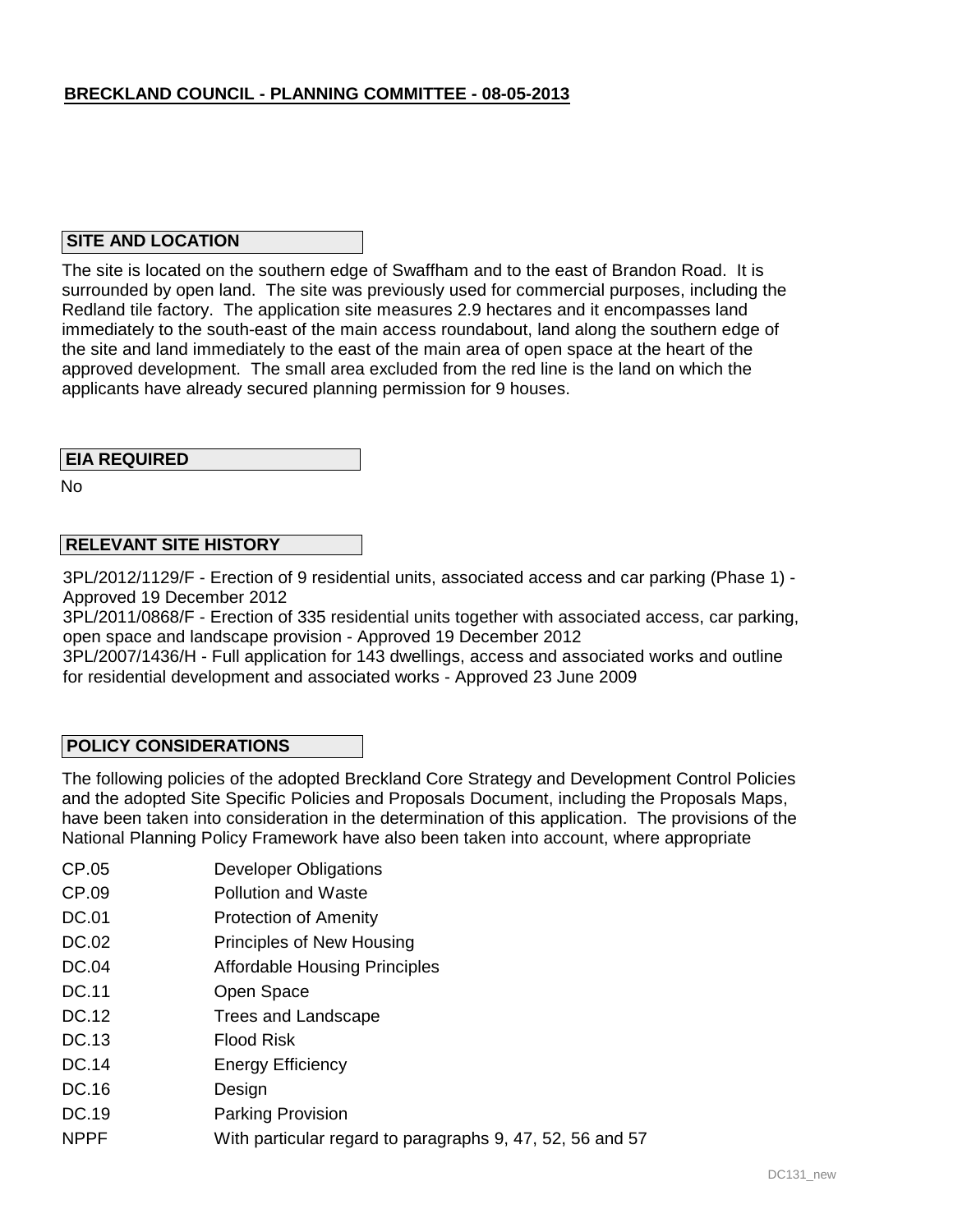**BRECKLAND COUNCIL - PLANNING COMMITTEE - 08-05-2013**

## SITE AND LOCATION

The site is located on the southern edge of Swaffham and to the east of Brandon Road. It is surrounded by open land. The site was previously used for commercial purposes, including the Redland tile factory. The application site measures 2.9 hectares and it encompasses land immediately to the south-east of the main access roundabout, land along the southern edge of the site and land immediately to the east of the main area of open space at the heart of the approved development. The small area excluded from the red line is the land on which the applicants have already secured planning permission for 9 houses.

## EIA REQUIRED

No

## RELEVANT SITE HISTORY

3PL/2012/1129/F - Erection of 9 residential units, associated access and car parking (Phase 1) - Approved 19 December 2012
3PL/2011/0868/F - Erection of 335 residential units together with associated access, car parking, open space and landscape provision - Approved 19 December 2012
3PL/2007/1436/H - Full application for 143 dwellings, access and associated works and outline for residential development and associated works - Approved 23 June 2009

## POLICY CONSIDERATIONS

The following policies of the adopted Breckland Core Strategy and Development Control Policies and the adopted Site Specific Policies and Proposals Document, including the Proposals Maps, have been taken into consideration in the determination of this application. The provisions of the National Planning Policy Framework have also been taken into account, where appropriate

| | |
|---|---|
| CP.05 | Developer Obligations |
| CP.09 | Pollution and Waste |
| DC.01 | Protection of Amenity |
| DC.02 | Principles of New Housing |
| DC.04 | Affordable Housing Principles |
| DC.11 | Open Space |
| DC.12 | Trees and Landscape |
| DC.13 | Flood Risk |
| DC.14 | Energy Efficiency |
| DC.16 | Design |
| DC.19 | Parking Provision |
| NPPF | With particular regard to paragraphs 9, 47, 52, 56 and 57 |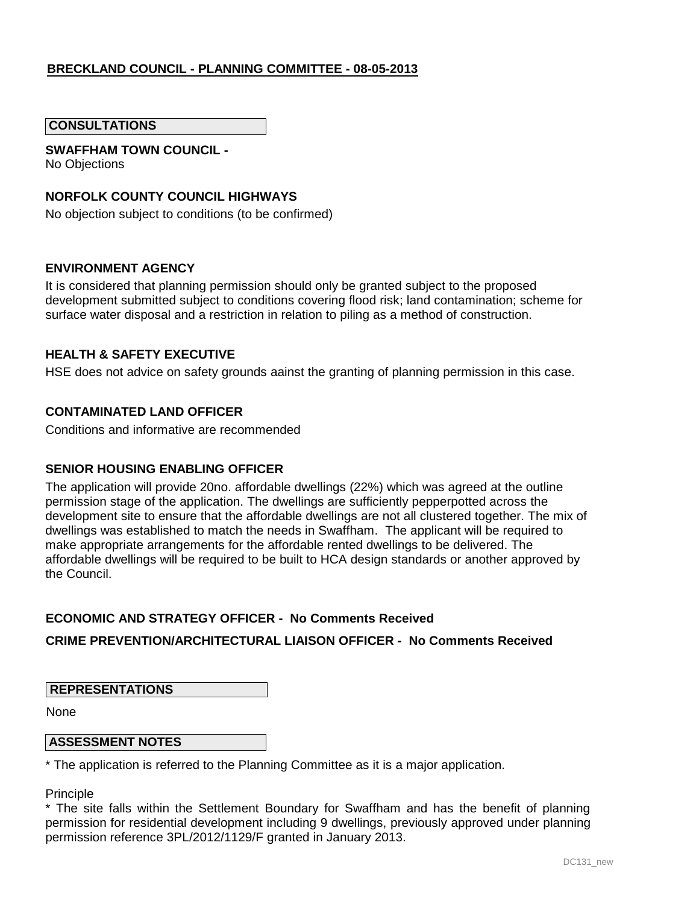## BRECKLAND COUNCIL - PLANNING COMMITTEE - 08-05-2013

### CONSULTATIONS

**SWAFFHAM TOWN COUNCIL -**
No Objections

**NORFOLK COUNTY COUNCIL HIGHWAYS**

No objection subject to conditions (to be confirmed)

**ENVIRONMENT AGENCY**

It is considered that planning permission should only be granted subject to the proposed development submitted subject to conditions covering flood risk; land contamination; scheme for surface water disposal and a restriction in relation to piling as a method of construction.

**HEALTH & SAFETY EXECUTIVE**

HSE does not advice on safety grounds aainst the granting of planning permission in this case.

**CONTAMINATED LAND OFFICER**

Conditions and informative are recommended

**SENIOR HOUSING ENABLING OFFICER**

The application will provide 20no. affordable dwellings (22%) which was agreed at the outline permission stage of the application. The dwellings are sufficiently pepperpotted across the development site to ensure that the affordable dwellings are not all clustered together. The mix of dwellings was established to match the needs in Swaffham. The applicant will be required to make appropriate arrangements for the affordable rented dwellings to be delivered. The affordable dwellings will be required to be built to HCA design standards or another approved by the Council.

**ECONOMIC AND STRATEGY OFFICER - No Comments Received**

**CRIME PREVENTION/ARCHITECTURAL LIAISON OFFICER - No Comments Received**

### REPRESENTATIONS

None

### ASSESSMENT NOTES

* The application is referred to the Planning Committee as it is a major application.

Principle

* The site falls within the Settlement Boundary for Swaffham and has the benefit of planning permission for residential development including 9 dwellings, previously approved under planning permission reference 3PL/2012/1129/F granted in January 2013.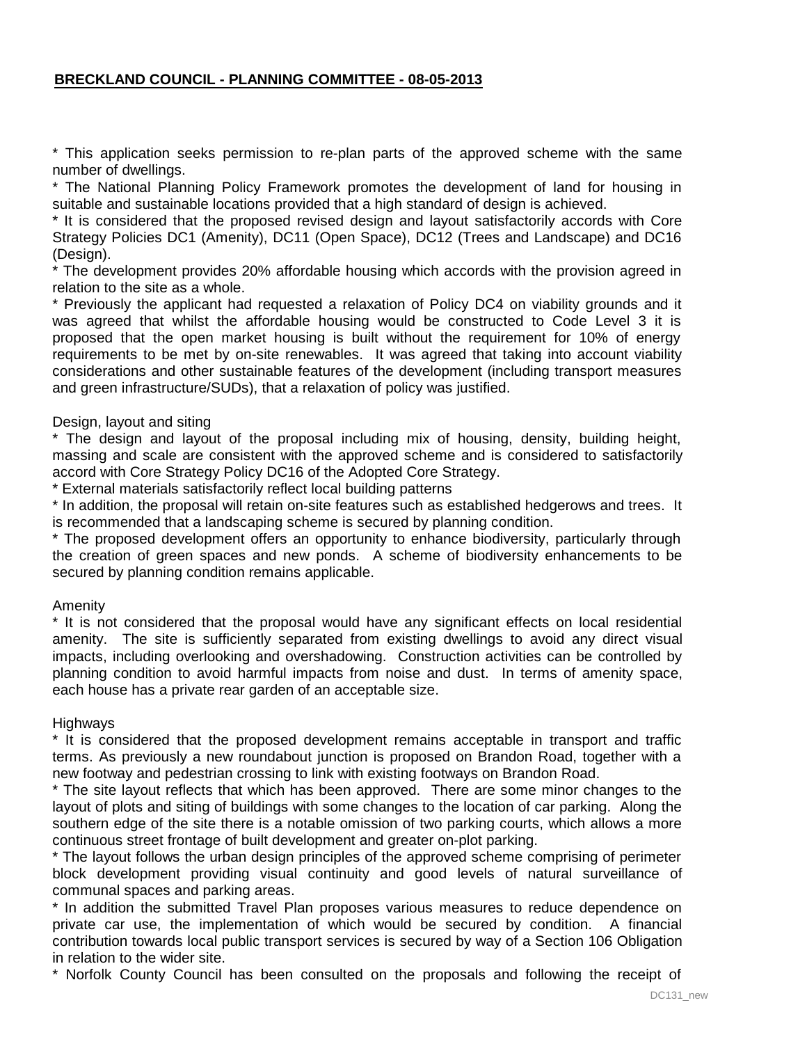* This application seeks permission to re-plan parts of the approved scheme with the same number of dwellings.

* The National Planning Policy Framework promotes the development of land for housing in suitable and sustainable locations provided that a high standard of design is achieved.

* It is considered that the proposed revised design and layout satisfactorily accords with Core Strategy Policies DC1 (Amenity), DC11 (Open Space), DC12 (Trees and Landscape) and DC16 (Design).

* The development provides 20% affordable housing which accords with the provision agreed in relation to the site as a whole.

* Previously the applicant had requested a relaxation of Policy DC4 on viability grounds and it was agreed that whilst the affordable housing would be constructed to Code Level 3 it is proposed that the open market housing is built without the requirement for 10% of energy requirements to be met by on-site renewables. It was agreed that taking into account viability considerations and other sustainable features of the development (including transport measures and green infrastructure/SUDs), that a relaxation of policy was justified.

Design, layout and siting

* The design and layout of the proposal including mix of housing, density, building height, massing and scale are consistent with the approved scheme and is considered to satisfactorily accord with Core Strategy Policy DC16 of the Adopted Core Strategy.

* External materials satisfactorily reflect local building patterns

* In addition, the proposal will retain on-site features such as established hedgerows and trees. It is recommended that a landscaping scheme is secured by planning condition.

* The proposed development offers an opportunity to enhance biodiversity, particularly through the creation of green spaces and new ponds. A scheme of biodiversity enhancements to be secured by planning condition remains applicable.

Amenity

* It is not considered that the proposal would have any significant effects on local residential amenity. The site is sufficiently separated from existing dwellings to avoid any direct visual impacts, including overlooking and overshadowing. Construction activities can be controlled by planning condition to avoid harmful impacts from noise and dust. In terms of amenity space, each house has a private rear garden of an acceptable size.

Highways

* It is considered that the proposed development remains acceptable in transport and traffic terms. As previously a new roundabout junction is proposed on Brandon Road, together with a new footway and pedestrian crossing to link with existing footways on Brandon Road.

* The site layout reflects that which has been approved. There are some minor changes to the layout of plots and siting of buildings with some changes to the location of car parking. Along the southern edge of the site there is a notable omission of two parking courts, which allows a more continuous street frontage of built development and greater on-plot parking.

* The layout follows the urban design principles of the approved scheme comprising of perimeter block development providing visual continuity and good levels of natural surveillance of communal spaces and parking areas.

* In addition the submitted Travel Plan proposes various measures to reduce dependence on private car use, the implementation of which would be secured by condition. A financial contribution towards local public transport services is secured by way of a Section 106 Obligation in relation to the wider site.

* Norfolk County Council has been consulted on the proposals and following the receipt of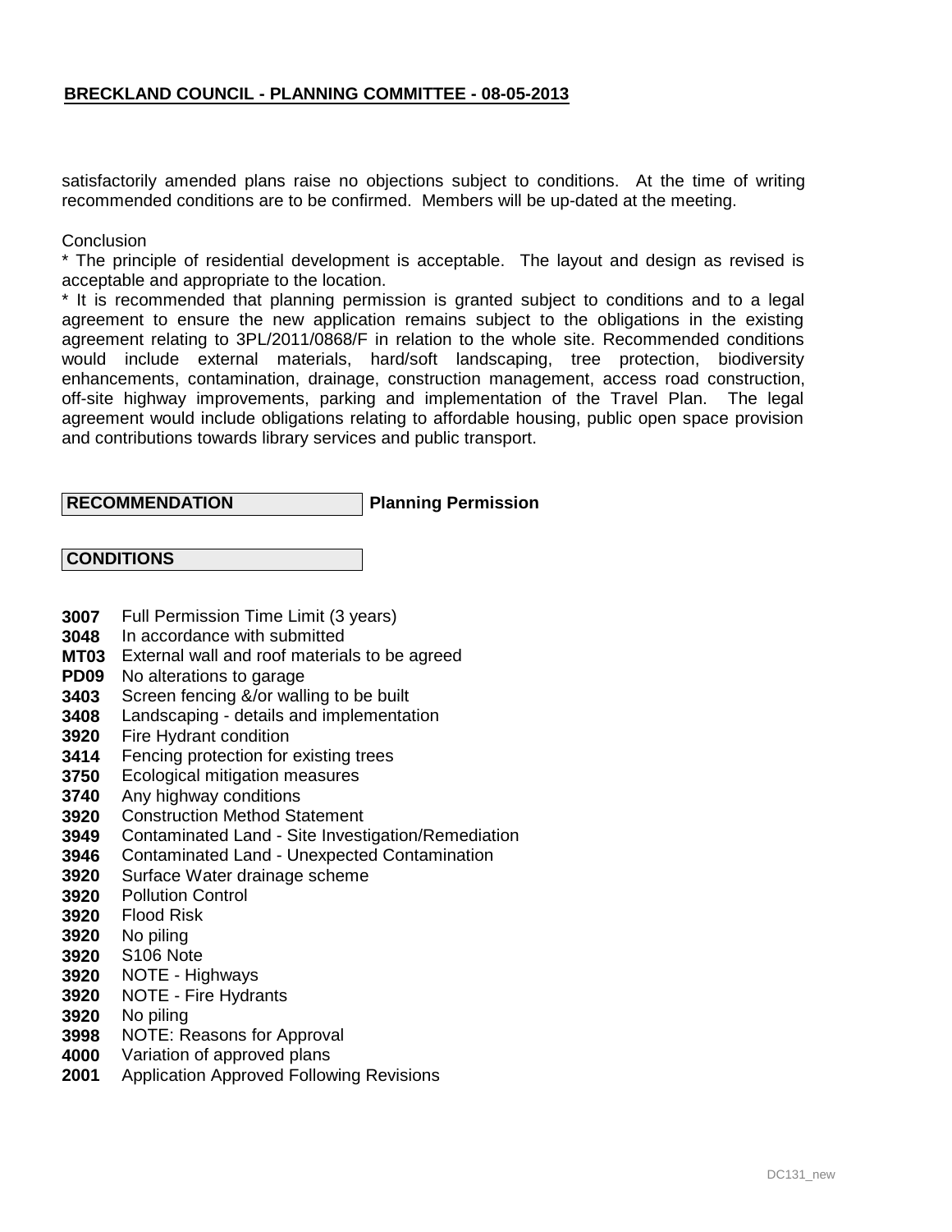satisfactorily amended plans raise no objections subject to conditions. At the time of writing recommended conditions are to be confirmed. Members will be up-dated at the meeting.

Conclusion

* The principle of residential development is acceptable. The layout and design as revised is acceptable and appropriate to the location.
* It is recommended that planning permission is granted subject to conditions and to a legal agreement to ensure the new application remains subject to the obligations in the existing agreement relating to 3PL/2011/0868/F in relation to the whole site. Recommended conditions would include external materials, hard/soft landscaping, tree protection, biodiversity enhancements, contamination, drainage, construction management, access road construction, off-site highway improvements, parking and implementation of the Travel Plan. The legal agreement would include obligations relating to affordable housing, public open space provision and contributions towards library services and public transport.

**RECOMMENDATION** **Planning Permission**

**CONDITIONS**

**3007** Full Permission Time Limit (3 years)
**3048** In accordance with submitted
**MT03** External wall and roof materials to be agreed
**PD09** No alterations to garage
**3403** Screen fencing &/or walling to be built
**3408** Landscaping - details and implementation
**3920** Fire Hydrant condition
**3414** Fencing protection for existing trees
**3750** Ecological mitigation measures
**3740** Any highway conditions
**3920** Construction Method Statement
**3949** Contaminated Land - Site Investigation/Remediation
**3946** Contaminated Land - Unexpected Contamination
**3920** Surface Water drainage scheme
**3920** Pollution Control
**3920** Flood Risk
**3920** No piling
**3920** S106 Note
**3920** NOTE - Highways
**3920** NOTE - Fire Hydrants
**3920** No piling
**3998** NOTE: Reasons for Approval
**4000** Variation of approved plans
**2001** Application Approved Following Revisions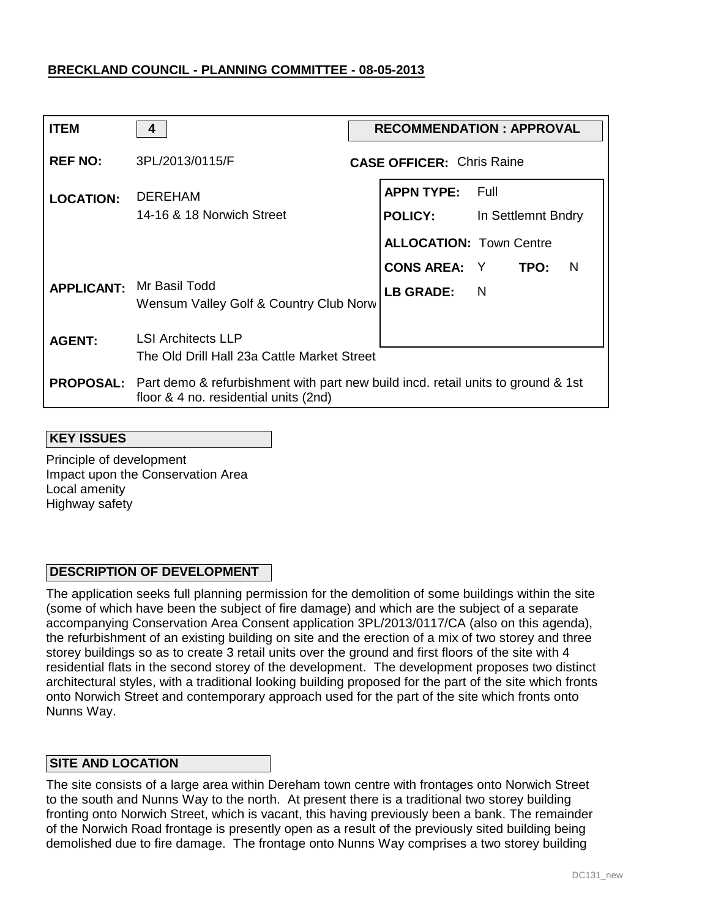**BRECKLAND COUNCIL - PLANNING COMMITTEE - 08-05-2013**

| | | | |
|---|---|---|---|
| **ITEM** | 4 | **RECOMMENDATION : APPROVAL** | |
| **REF NO:** | 3PL/2013/0115/F | **CASE OFFICER:** Chris Raine | |
| **LOCATION:** | DEREHAM<br>14-16 & 18 Norwich Street | **APPN TYPE:** | Full |
| | | **POLICY:** | In Settlemnt Bndry |
| | | **ALLOCATION:** | Town Centre |
| | | **CONS AREA:** | Y **TPO:** N |
| **APPLICANT:** | Mr Basil Todd<br>Wensum Valley Golf & Country Club Norw | **LB GRADE:** | N |
| **AGENT:** | LSI Architects LLP<br>The Old Drill Hall 23a Cattle Market Street | | |
| **PROPOSAL:** | Part demo & refurbishment with part new build incd. retail units to ground & 1st floor & 4 no. residential units (2nd) | | |

### KEY ISSUES

Principle of development
Impact upon the Conservation Area
Local amenity
Highway safety

### DESCRIPTION OF DEVELOPMENT

The application seeks full planning permission for the demolition of some buildings within the site (some of which have been the subject of fire damage) and which are the subject of a separate accompanying Conservation Area Consent application 3PL/2013/0117/CA (also on this agenda), the refurbishment of an existing building on site and the erection of a mix of two storey and three storey buildings so as to create 3 retail units over the ground and first floors of the site with 4 residential flats in the second storey of the development. The development proposes two distinct architectural styles, with a traditional looking building proposed for the part of the site which fronts onto Norwich Street and contemporary approach used for the part of the site which fronts onto Nunns Way.

### SITE AND LOCATION

The site consists of a large area within Dereham town centre with frontages onto Norwich Street to the south and Nunns Way to the north. At present there is a traditional two storey building fronting onto Norwich Street, which is vacant, this having previously been a bank. The remainder of the Norwich Road frontage is presently open as a result of the previously sited building being demolished due to fire damage. The frontage onto Nunns Way comprises a two storey building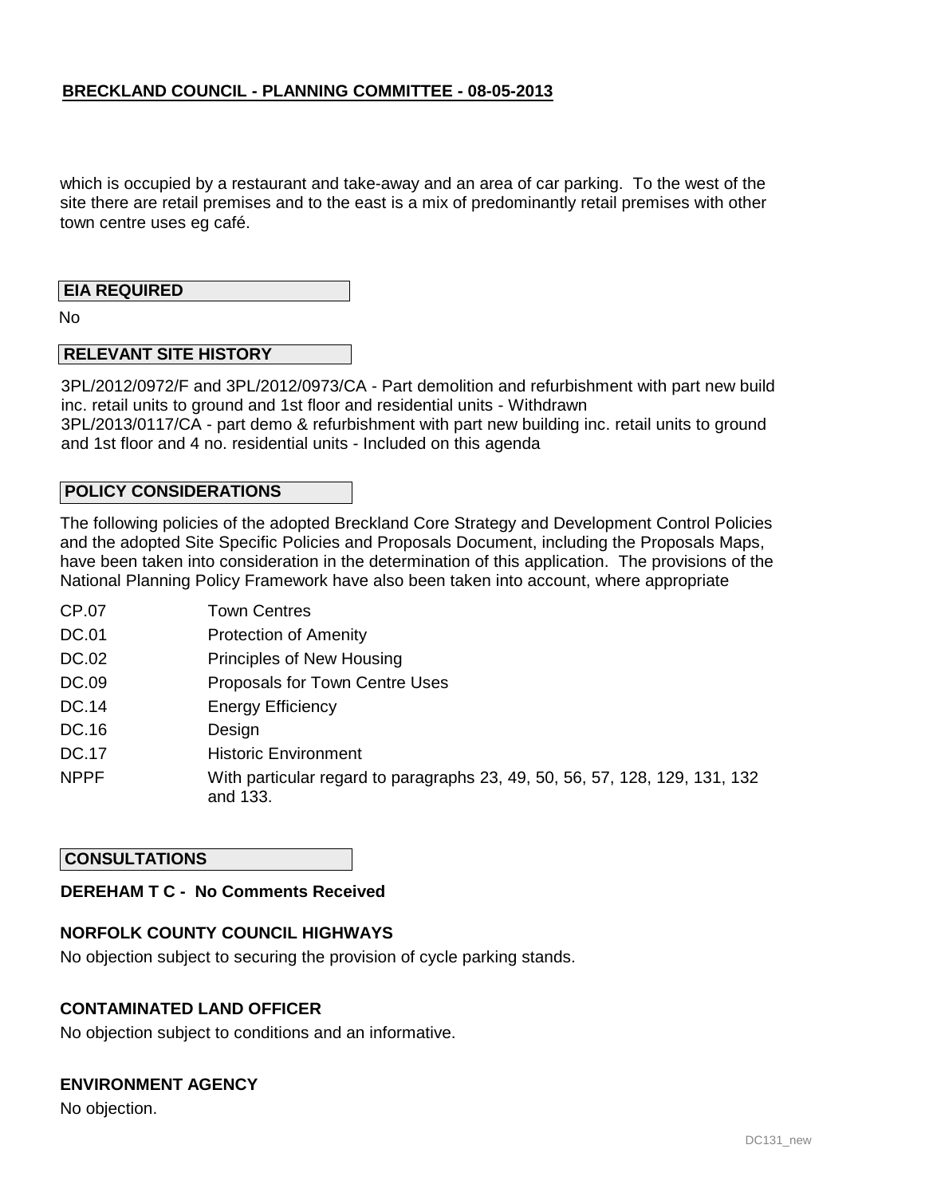which is occupied by a restaurant and take-away and an area of car parking. To the west of the site there are retail premises and to the east is a mix of predominantly retail premises with other town centre uses eg café.

## EIA REQUIRED

No

## RELEVANT SITE HISTORY

3PL/2012/0972/F and 3PL/2012/0973/CA - Part demolition and refurbishment with part new build inc. retail units to ground and 1st floor and residential units - Withdrawn
3PL/2013/0117/CA - part demo & refurbishment with part new building inc. retail units to ground and 1st floor and 4 no. residential units - Included on this agenda

## POLICY CONSIDERATIONS

The following policies of the adopted Breckland Core Strategy and Development Control Policies and the adopted Site Specific Policies and Proposals Document, including the Proposals Maps, have been taken into consideration in the determination of this application. The provisions of the National Planning Policy Framework have also been taken into account, where appropriate

| | |
|---|---|
| CP.07 | Town Centres |
| DC.01 | Protection of Amenity |
| DC.02 | Principles of New Housing |
| DC.09 | Proposals for Town Centre Uses |
| DC.14 | Energy Efficiency |
| DC.16 | Design |
| DC.17 | Historic Environment |
| NPPF | With particular regard to paragraphs 23, 49, 50, 56, 57, 128, 129, 131, 132 and 133. |

## CONSULTATIONS

**DEREHAM T C - No Comments Received**

**NORFOLK COUNTY COUNCIL HIGHWAYS**

No objection subject to securing the provision of cycle parking stands.

**CONTAMINATED LAND OFFICER**

No objection subject to conditions and an informative.

**ENVIRONMENT AGENCY**

No objection.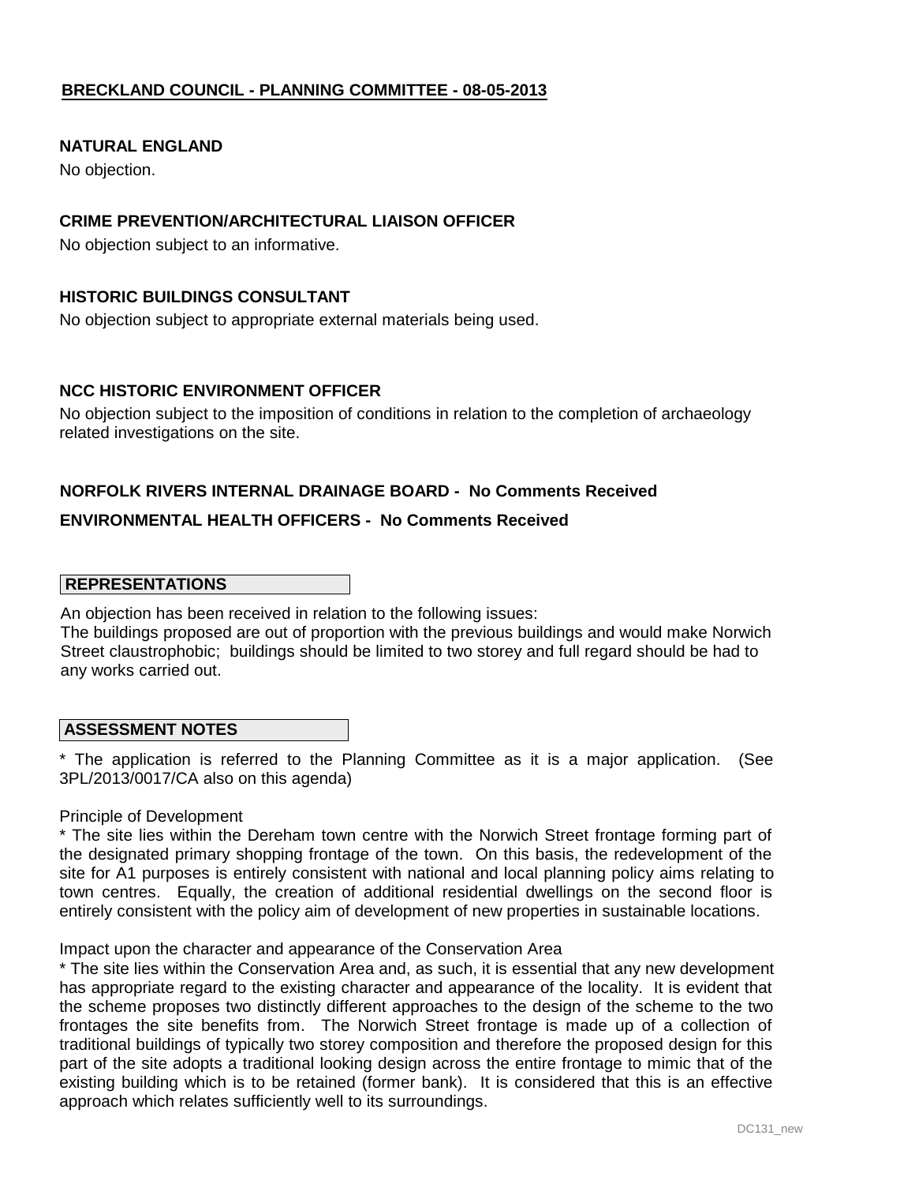**BRECKLAND COUNCIL - PLANNING COMMITTEE - 08-05-2013**

**NATURAL ENGLAND**

No objection.

**CRIME PREVENTION/ARCHITECTURAL LIAISON OFFICER**

No objection subject to an informative.

**HISTORIC BUILDINGS CONSULTANT**

No objection subject to appropriate external materials being used.

**NCC HISTORIC ENVIRONMENT OFFICER**

No objection subject to the imposition of conditions in relation to the completion of archaeology related investigations on the site.

**NORFOLK RIVERS INTERNAL DRAINAGE BOARD - No Comments Received**

**ENVIRONMENTAL HEALTH OFFICERS - No Comments Received**

**REPRESENTATIONS**

An objection has been received in relation to the following issues:
The buildings proposed are out of proportion with the previous buildings and would make Norwich Street claustrophobic; buildings should be limited to two storey and full regard should be had to any works carried out.

**ASSESSMENT NOTES**

* The application is referred to the Planning Committee as it is a major application. (See 3PL/2013/0017/CA also on this agenda)

Principle of Development

* The site lies within the Dereham town centre with the Norwich Street frontage forming part of the designated primary shopping frontage of the town. On this basis, the redevelopment of the site for A1 purposes is entirely consistent with national and local planning policy aims relating to town centres. Equally, the creation of additional residential dwellings on the second floor is entirely consistent with the policy aim of development of new properties in sustainable locations.

Impact upon the character and appearance of the Conservation Area

* The site lies within the Conservation Area and, as such, it is essential that any new development has appropriate regard to the existing character and appearance of the locality. It is evident that the scheme proposes two distinctly different approaches to the design of the scheme to the two frontages the site benefits from. The Norwich Street frontage is made up of a collection of traditional buildings of typically two storey composition and therefore the proposed design for this part of the site adopts a traditional looking design across the entire frontage to mimic that of the existing building which is to be retained (former bank). It is considered that this is an effective approach which relates sufficiently well to its surroundings.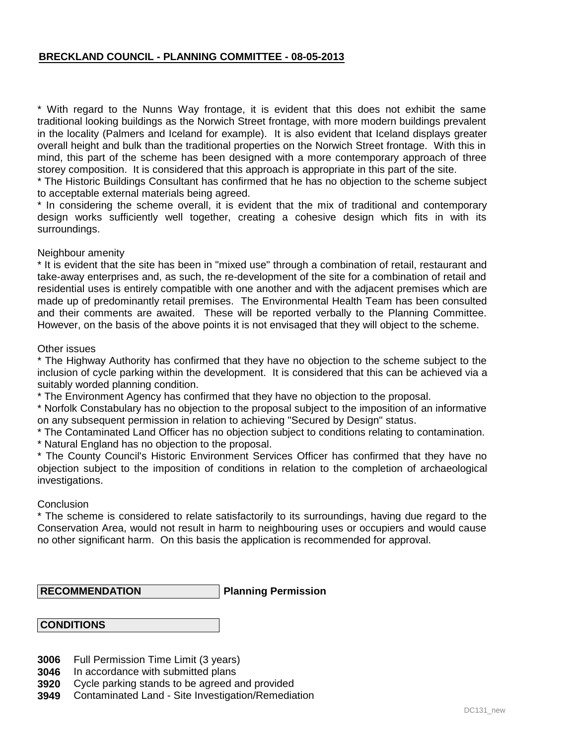* With regard to the Nunns Way frontage, it is evident that this does not exhibit the same traditional looking buildings as the Norwich Street frontage, with more modern buildings prevalent in the locality (Palmers and Iceland for example). It is also evident that Iceland displays greater overall height and bulk than the traditional properties on the Norwich Street frontage. With this in mind, this part of the scheme has been designed with a more contemporary approach of three storey composition. It is considered that this approach is appropriate in this part of the site.
* The Historic Buildings Consultant has confirmed that he has no objection to the scheme subject to acceptable external materials being agreed.
* In considering the scheme overall, it is evident that the mix of traditional and contemporary design works sufficiently well together, creating a cohesive design which fits in with its surroundings.

Neighbour amenity
* It is evident that the site has been in "mixed use" through a combination of retail, restaurant and take-away enterprises and, as such, the re-development of the site for a combination of retail and residential uses is entirely compatible with one another and with the adjacent premises which are made up of predominantly retail premises. The Environmental Health Team has been consulted and their comments are awaited. These will be reported verbally to the Planning Committee. However, on the basis of the above points it is not envisaged that they will object to the scheme.

Other issues
* The Highway Authority has confirmed that they have no objection to the scheme subject to the inclusion of cycle parking within the development. It is considered that this can be achieved via a suitably worded planning condition.
* The Environment Agency has confirmed that they have no objection to the proposal.
* Norfolk Constabulary has no objection to the proposal subject to the imposition of an informative on any subsequent permission in relation to achieving "Secured by Design" status.
* The Contaminated Land Officer has no objection subject to conditions relating to contamination.
* Natural England has no objection to the proposal.
* The County Council's Historic Environment Services Officer has confirmed that they have no objection subject to the imposition of conditions in relation to the completion of archaeological investigations.

Conclusion
* The scheme is considered to relate satisfactorily to its surroundings, having due regard to the Conservation Area, would not result in harm to neighbouring uses or occupiers and would cause no other significant harm. On this basis the application is recommended for approval.

**RECOMMENDATION** **Planning Permission**

**CONDITIONS**

**3006** Full Permission Time Limit (3 years)
**3046** In accordance with submitted plans
**3920** Cycle parking stands to be agreed and provided
**3949** Contaminated Land - Site Investigation/Remediation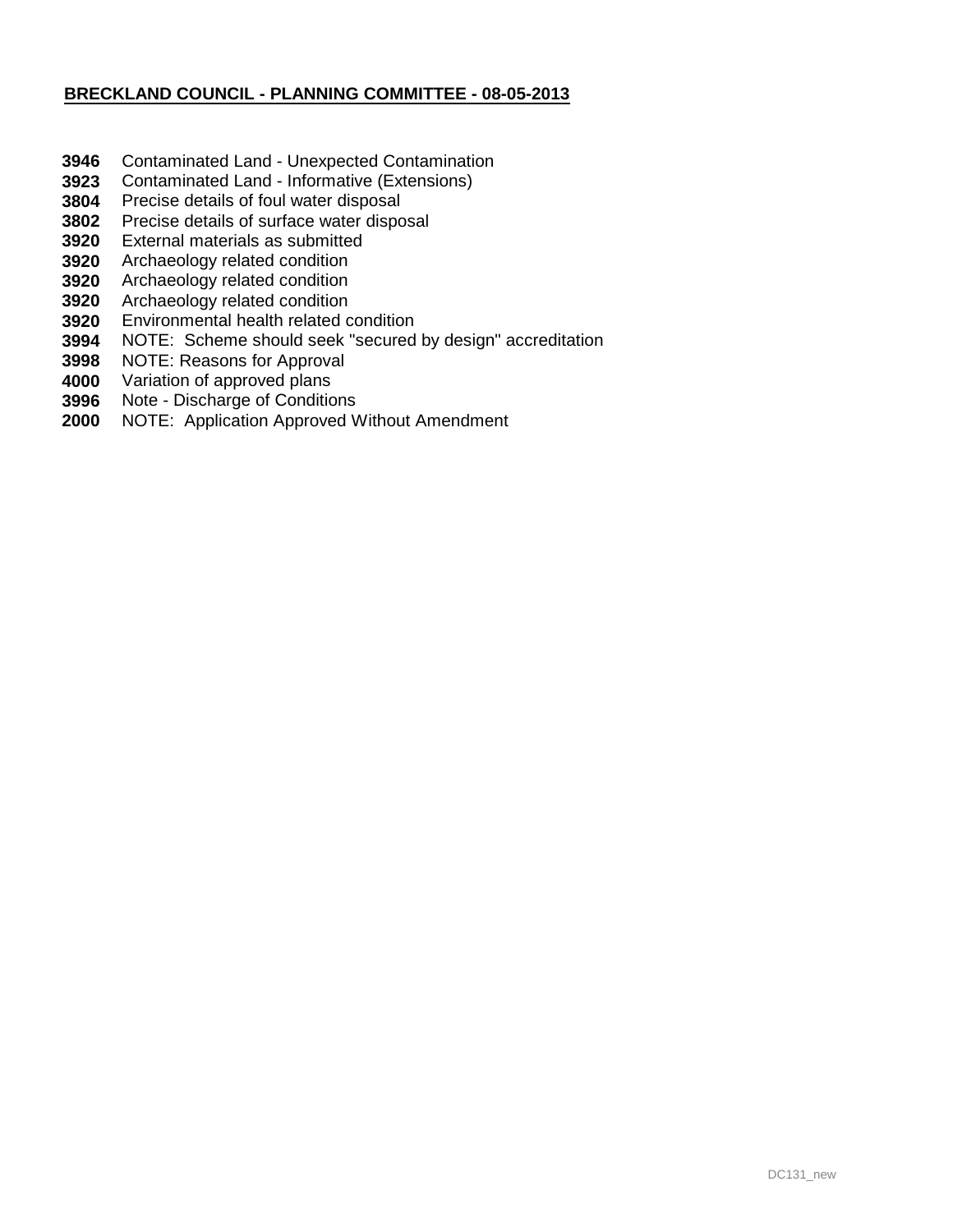**BRECKLAND COUNCIL - PLANNING COMMITTEE - 08-05-2013**

**3946** Contaminated Land - Unexpected Contamination
**3923** Contaminated Land - Informative (Extensions)
**3804** Precise details of foul water disposal
**3802** Precise details of surface water disposal
**3920** External materials as submitted
**3920** Archaeology related condition
**3920** Archaeology related condition
**3920** Archaeology related condition
**3920** Environmental health related condition
**3994** NOTE: Scheme should seek "secured by design" accreditation
**3998** NOTE: Reasons for Approval
**4000** Variation of approved plans
**3996** Note - Discharge of Conditions
**2000** NOTE: Application Approved Without Amendment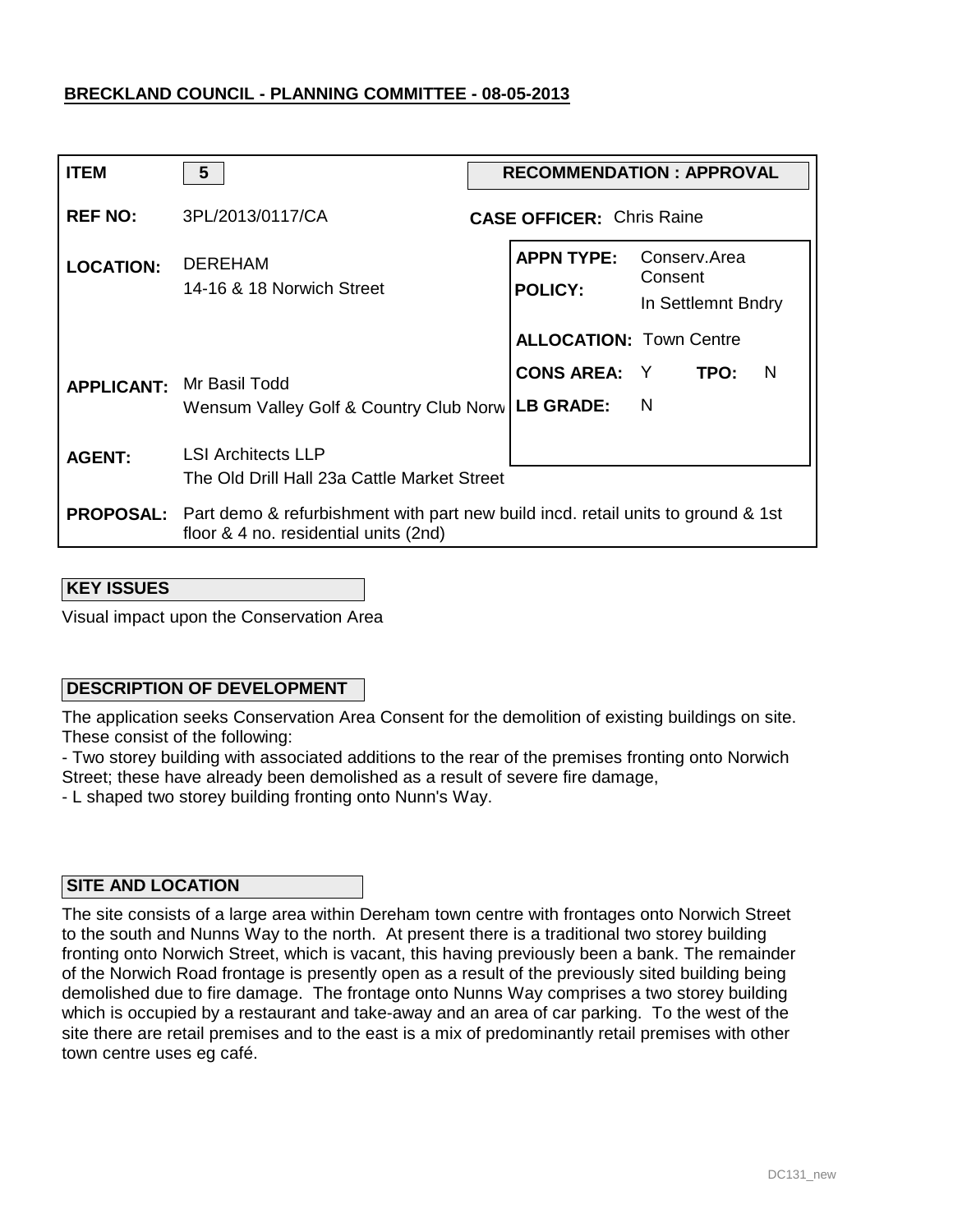**BRECKLAND COUNCIL - PLANNING COMMITTEE - 08-05-2013**

| | | | |
|---|---|---|---|
| **ITEM** | 5 | **RECOMMENDATION : APPROVAL** | |
| **REF NO:** | 3PL/2013/0117/CA | **CASE OFFICER:** Chris Raine | |
| **LOCATION:** | DEREHAM<br>14-16 & 18 Norwich Street | **APPN TYPE:**<br>**POLICY:** | Conserv.Area Consent<br>In Settlemnt Bndry |
| | | **ALLOCATION:** | Town Centre |
| **APPLICANT:** | Mr Basil Todd<br>Wensum Valley Golf & Country Club Norw | **CONS AREA:** Y **TPO:** N<br>**LB GRADE:** N | |
| **AGENT:** | LSI Architects LLP<br>The Old Drill Hall 23a Cattle Market Street | | |
| **PROPOSAL:** | Part demo & refurbishment with part new build incd. retail units to ground & 1st floor & 4 no. residential units (2nd) | | |

**KEY ISSUES**

Visual impact upon the Conservation Area

**DESCRIPTION OF DEVELOPMENT**

The application seeks Conservation Area Consent for the demolition of existing buildings on site. These consist of the following:

- Two storey building with associated additions to the rear of the premises fronting onto Norwich Street; these have already been demolished as a result of severe fire damage,
- L shaped two storey building fronting onto Nunn's Way.

**SITE AND LOCATION**

The site consists of a large area within Dereham town centre with frontages onto Norwich Street to the south and Nunns Way to the north. At present there is a traditional two storey building fronting onto Norwich Street, which is vacant, this having previously been a bank. The remainder of the Norwich Road frontage is presently open as a result of the previously sited building being demolished due to fire damage. The frontage onto Nunns Way comprises a two storey building which is occupied by a restaurant and take-away and an area of car parking. To the west of the site there are retail premises and to the east is a mix of predominantly retail premises with other town centre uses eg café.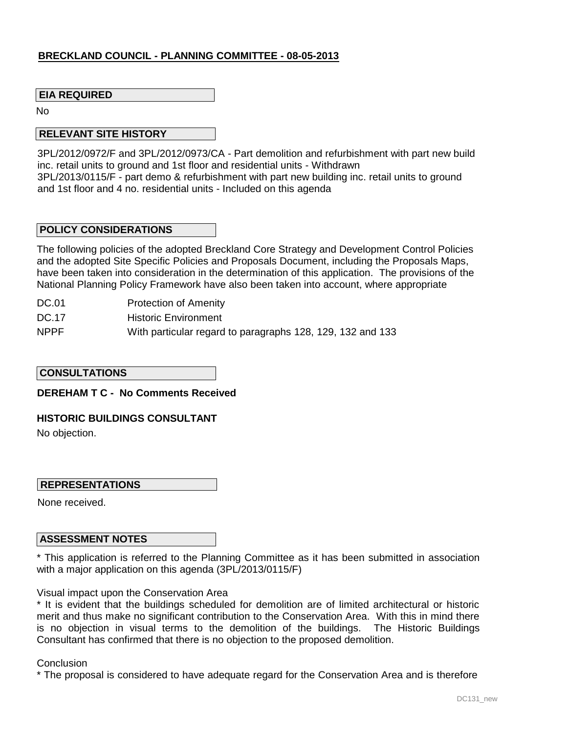**BRECKLAND COUNCIL - PLANNING COMMITTEE - 08-05-2013**

**EIA REQUIRED**

No

**RELEVANT SITE HISTORY**

3PL/2012/0972/F and 3PL/2012/0973/CA - Part demolition and refurbishment with part new build inc. retail units to ground and 1st floor and residential units - Withdrawn
3PL/2013/0115/F - part demo & refurbishment with part new building inc. retail units to ground and 1st floor and 4 no. residential units - Included on this agenda

**POLICY CONSIDERATIONS**

The following policies of the adopted Breckland Core Strategy and Development Control Policies and the adopted Site Specific Policies and Proposals Document, including the Proposals Maps, have been taken into consideration in the determination of this application. The provisions of the National Planning Policy Framework have also been taken into account, where appropriate

| | |
|---|---|
| DC.01 | Protection of Amenity |
| DC.17 | Historic Environment |
| NPPF | With particular regard to paragraphs 128, 129, 132 and 133 |

**CONSULTATIONS**

**DEREHAM T C - No Comments Received**

**HISTORIC BUILDINGS CONSULTANT**

No objection.

**REPRESENTATIONS**

None received.

**ASSESSMENT NOTES**

* This application is referred to the Planning Committee as it has been submitted in association with a major application on this agenda (3PL/2013/0115/F)

Visual impact upon the Conservation Area

* It is evident that the buildings scheduled for demolition are of limited architectural or historic merit and thus make no significant contribution to the Conservation Area. With this in mind there is no objection in visual terms to the demolition of the buildings. The Historic Buildings Consultant has confirmed that there is no objection to the proposed demolition.

Conclusion

* The proposal is considered to have adequate regard for the Conservation Area and is therefore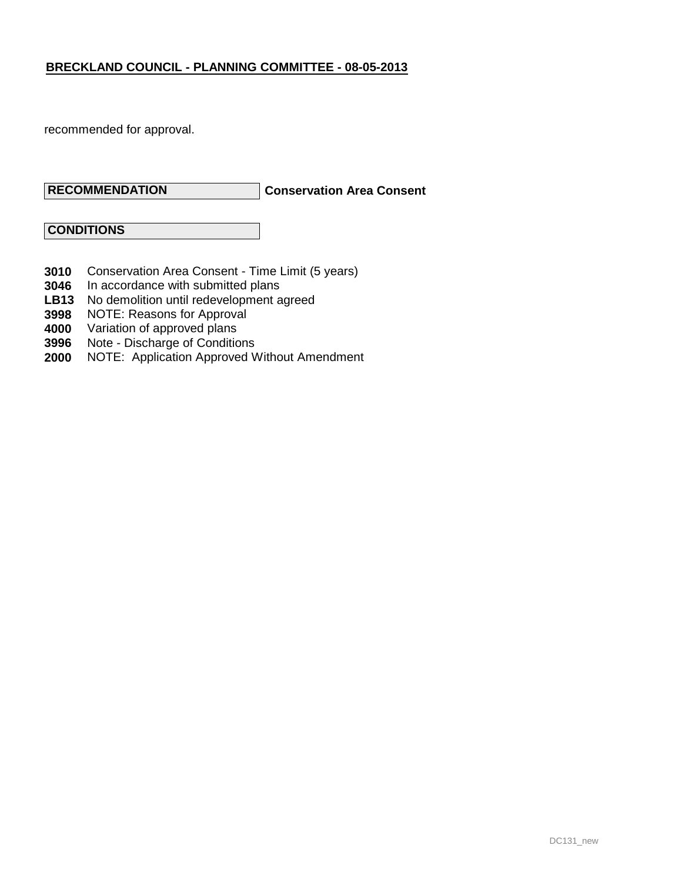recommended for approval.

**RECOMMENDATION** **Conservation Area Consent**

**CONDITIONS**

**3010** Conservation Area Consent - Time Limit (5 years)
**3046** In accordance with submitted plans
**LB13** No demolition until redevelopment agreed
**3998** NOTE: Reasons for Approval
**4000** Variation of approved plans
**3996** Note - Discharge of Conditions
**2000** NOTE: Application Approved Without Amendment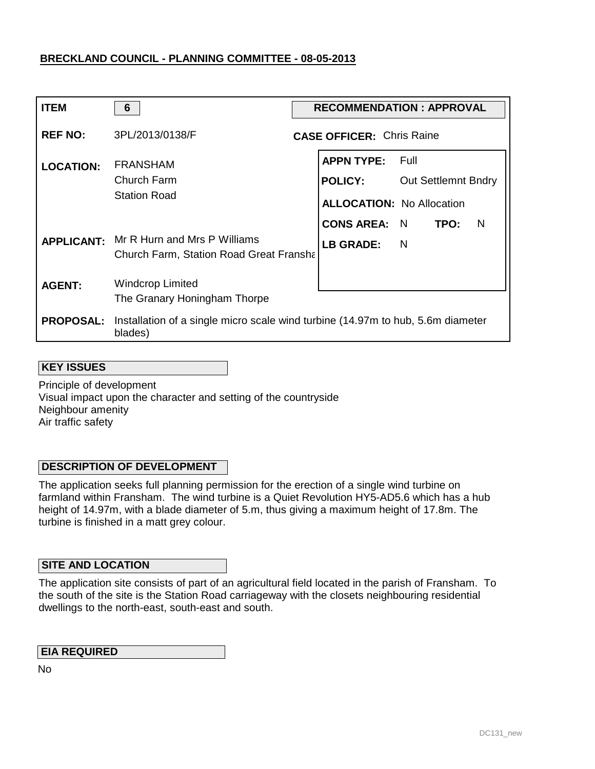**BRECKLAND COUNCIL - PLANNING COMMITTEE - 08-05-2013**

| | | | |
|---|---|---|---|
| **ITEM** | **6** | **RECOMMENDATION : APPROVAL** | |
| **REF NO:** | 3PL/2013/0138/F | **CASE OFFICER:** Chris Raine | |
| **LOCATION:** | FRANSHAM<br>Church Farm<br>Station Road | **APPN TYPE:** Full<br>**POLICY:** Out Settlemnt Bndry<br>**ALLOCATION:** No Allocation<br>**CONS AREA:** N **TPO:** N<br>**LB GRADE:** N | |
| **APPLICANT:** | Mr R Hurn and Mrs P Williams<br>Church Farm, Station Road Great Fransha | | |
| **AGENT:** | Windcrop Limited<br>The Granary Honingham Thorpe | | |
| **PROPOSAL:** | Installation of a single micro scale wind turbine (14.97m to hub, 5.6m diameter blades) | | |

**KEY ISSUES**

Principle of development
Visual impact upon the character and setting of the countryside
Neighbour amenity
Air traffic safety

**DESCRIPTION OF DEVELOPMENT**

The application seeks full planning permission for the erection of a single wind turbine on farmland within Fransham. The wind turbine is a Quiet Revolution HY5-AD5.6 which has a hub height of 14.97m, with a blade diameter of 5.m, thus giving a maximum height of 17.8m. The turbine is finished in a matt grey colour.

**SITE AND LOCATION**

The application site consists of part of an agricultural field located in the parish of Fransham. To the south of the site is the Station Road carriageway with the closets neighbouring residential dwellings to the north-east, south-east and south.

**EIA REQUIRED**

No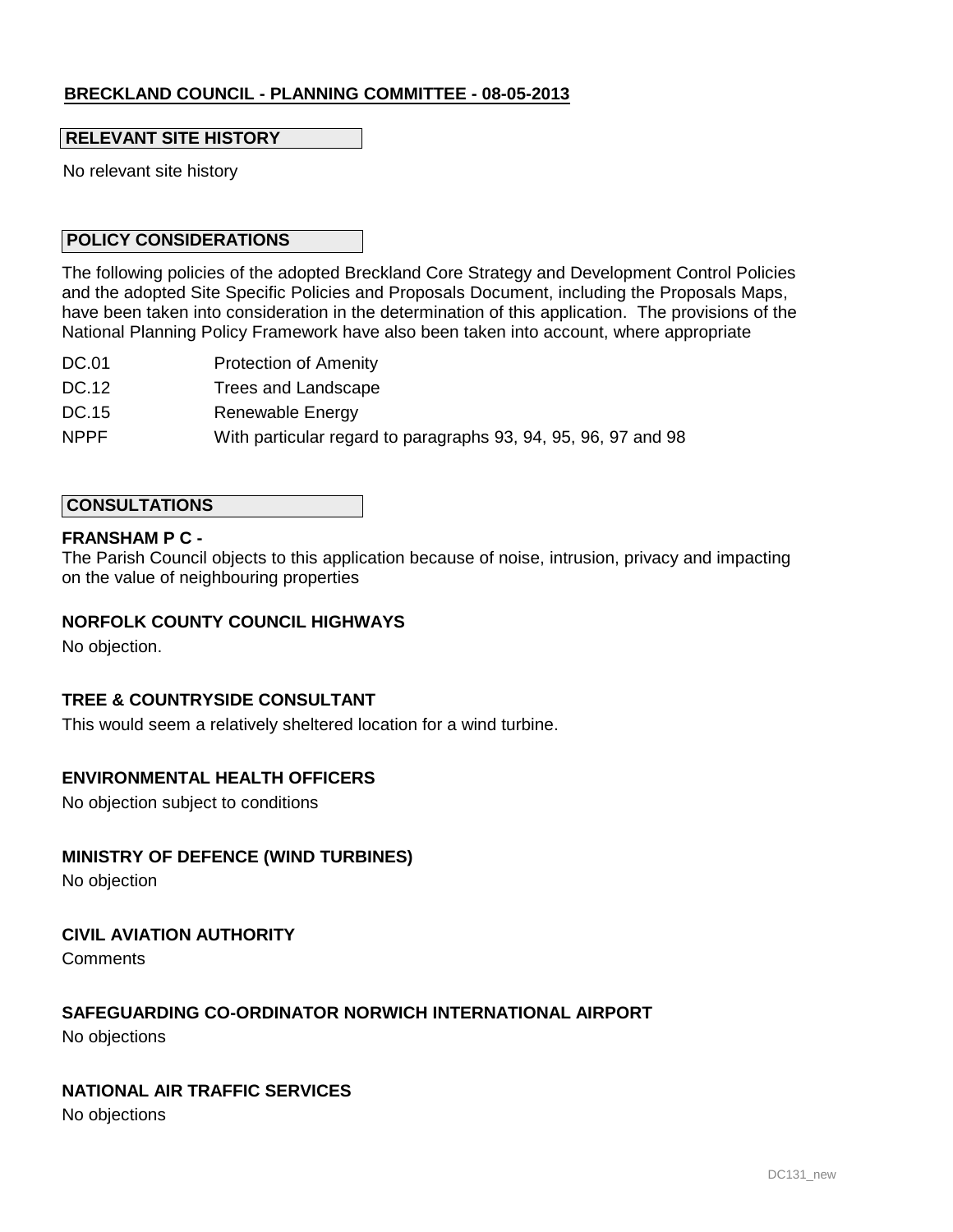**BRECKLAND COUNCIL - PLANNING COMMITTEE - 08-05-2013**

## RELEVANT SITE HISTORY

No relevant site history

## POLICY CONSIDERATIONS

The following policies of the adopted Breckland Core Strategy and Development Control Policies and the adopted Site Specific Policies and Proposals Document, including the Proposals Maps, have been taken into consideration in the determination of this application. The provisions of the National Planning Policy Framework have also been taken into account, where appropriate

| | |
|---|---|
| DC.01 | Protection of Amenity |
| DC.12 | Trees and Landscape |
| DC.15 | Renewable Energy |
| NPPF | With particular regard to paragraphs 93, 94, 95, 96, 97 and 98 |

## CONSULTATIONS

**FRANSHAM P C -**
The Parish Council objects to this application because of noise, intrusion, privacy and impacting on the value of neighbouring properties

**NORFOLK COUNTY COUNCIL HIGHWAYS**

No objection.

**TREE & COUNTRYSIDE CONSULTANT**

This would seem a relatively sheltered location for a wind turbine.

**ENVIRONMENTAL HEALTH OFFICERS**

No objection subject to conditions

**MINISTRY OF DEFENCE (WIND TURBINES)**

No objection

**CIVIL AVIATION AUTHORITY**

Comments

**SAFEGUARDING CO-ORDINATOR NORWICH INTERNATIONAL AIRPORT**

No objections

**NATIONAL AIR TRAFFIC SERVICES**

No objections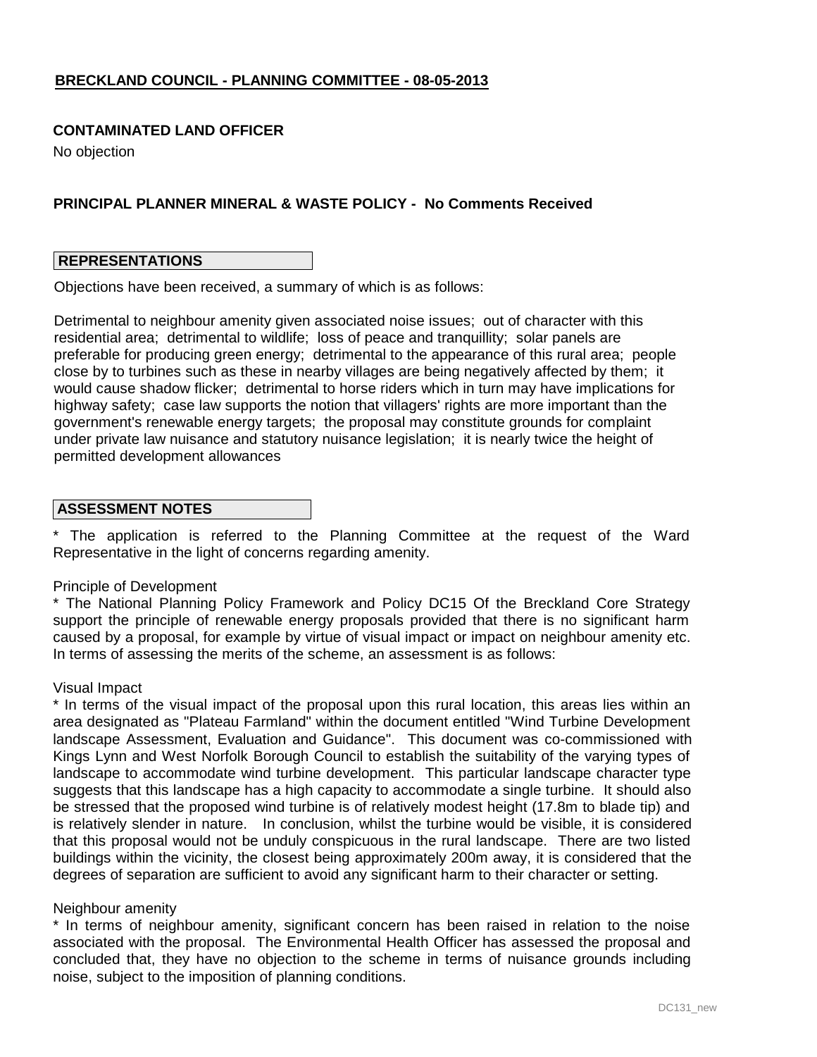**BRECKLAND COUNCIL - PLANNING COMMITTEE - 08-05-2013**

**CONTAMINATED LAND OFFICER**

No objection

**PRINCIPAL PLANNER MINERAL & WASTE POLICY - No Comments Received**

## REPRESENTATIONS

Objections have been received, a summary of which is as follows:

Detrimental to neighbour amenity given associated noise issues; out of character with this residential area; detrimental to wildlife; loss of peace and tranquillity; solar panels are preferable for producing green energy; detrimental to the appearance of this rural area; people close by to turbines such as these in nearby villages are being negatively affected by them; it would cause shadow flicker; detrimental to horse riders which in turn may have implications for highway safety; case law supports the notion that villagers' rights are more important than the government's renewable energy targets; the proposal may constitute grounds for complaint under private law nuisance and statutory nuisance legislation; it is nearly twice the height of permitted development allowances

## ASSESSMENT NOTES

* The application is referred to the Planning Committee at the request of the Ward Representative in the light of concerns regarding amenity.

Principle of Development

* The National Planning Policy Framework and Policy DC15 Of the Breckland Core Strategy support the principle of renewable energy proposals provided that there is no significant harm caused by a proposal, for example by virtue of visual impact or impact on neighbour amenity etc. In terms of assessing the merits of the scheme, an assessment is as follows:

Visual Impact

* In terms of the visual impact of the proposal upon this rural location, this areas lies within an area designated as "Plateau Farmland" within the document entitled "Wind Turbine Development landscape Assessment, Evaluation and Guidance". This document was co-commissioned with Kings Lynn and West Norfolk Borough Council to establish the suitability of the varying types of landscape to accommodate wind turbine development. This particular landscape character type suggests that this landscape has a high capacity to accommodate a single turbine. It should also be stressed that the proposed wind turbine is of relatively modest height (17.8m to blade tip) and is relatively slender in nature. In conclusion, whilst the turbine would be visible, it is considered that this proposal would not be unduly conspicuous in the rural landscape. There are two listed buildings within the vicinity, the closest being approximately 200m away, it is considered that the degrees of separation are sufficient to avoid any significant harm to their character or setting.

Neighbour amenity

* In terms of neighbour amenity, significant concern has been raised in relation to the noise associated with the proposal. The Environmental Health Officer has assessed the proposal and concluded that, they have no objection to the scheme in terms of nuisance grounds including noise, subject to the imposition of planning conditions.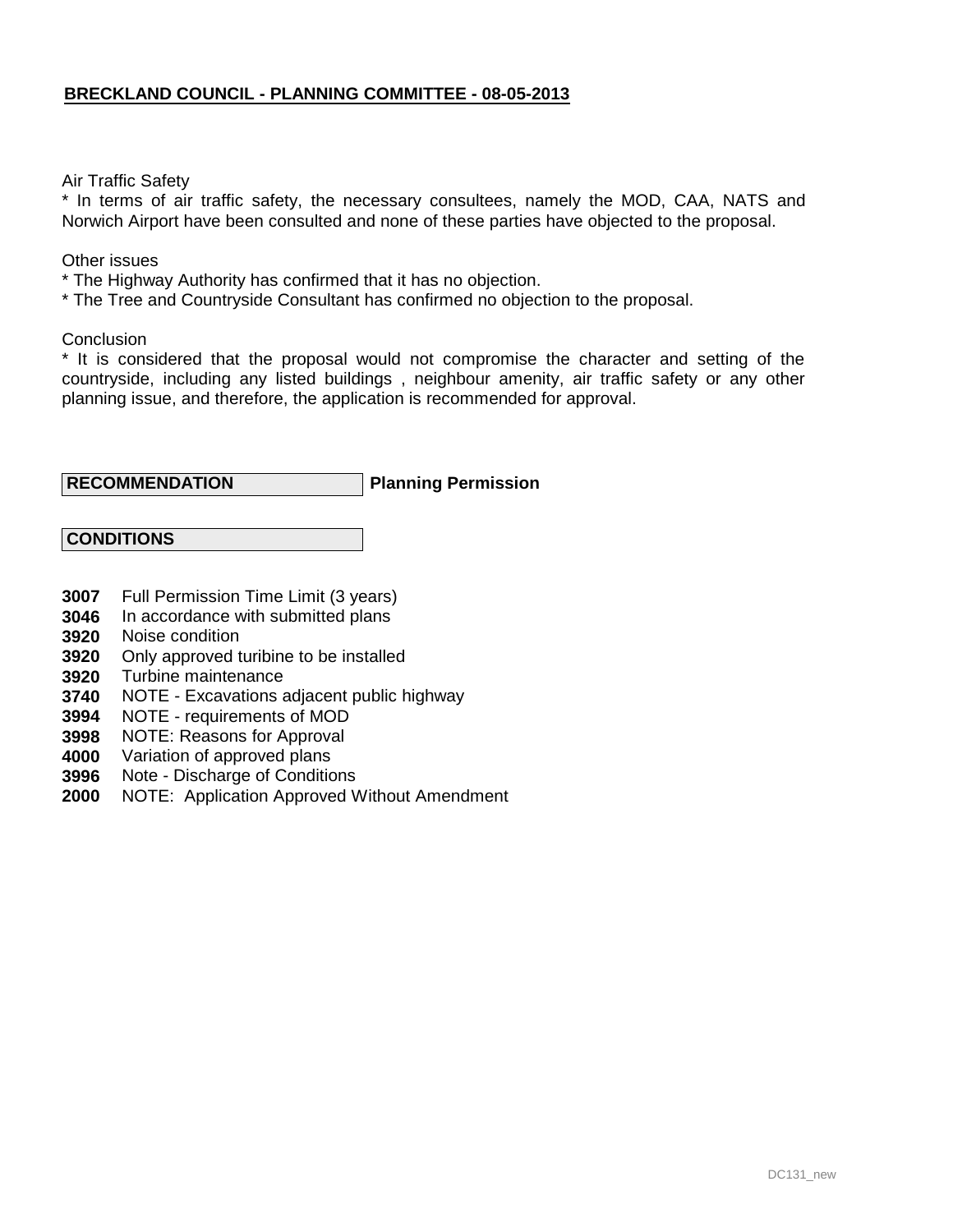Air Traffic Safety
* In terms of air traffic safety, the necessary consultees, namely the MOD, CAA, NATS and Norwich Airport have been consulted and none of these parties have objected to the proposal.

Other issues
* The Highway Authority has confirmed that it has no objection.
* The Tree and Countryside Consultant has confirmed no objection to the proposal.

Conclusion
* It is considered that the proposal would not compromise the character and setting of the countryside, including any listed buildings , neighbour amenity, air traffic safety or any other planning issue, and therefore, the application is recommended for approval.

**RECOMMENDATION** **Planning Permission**

**CONDITIONS**

**3007** Full Permission Time Limit (3 years)
**3046** In accordance with submitted plans
**3920** Noise condition
**3920** Only approved turibine to be installed
**3920** Turbine maintenance
**3740** NOTE - Excavations adjacent public highway
**3994** NOTE - requirements of MOD
**3998** NOTE: Reasons for Approval
**4000** Variation of approved plans
**3996** Note - Discharge of Conditions
**2000** NOTE: Application Approved Without Amendment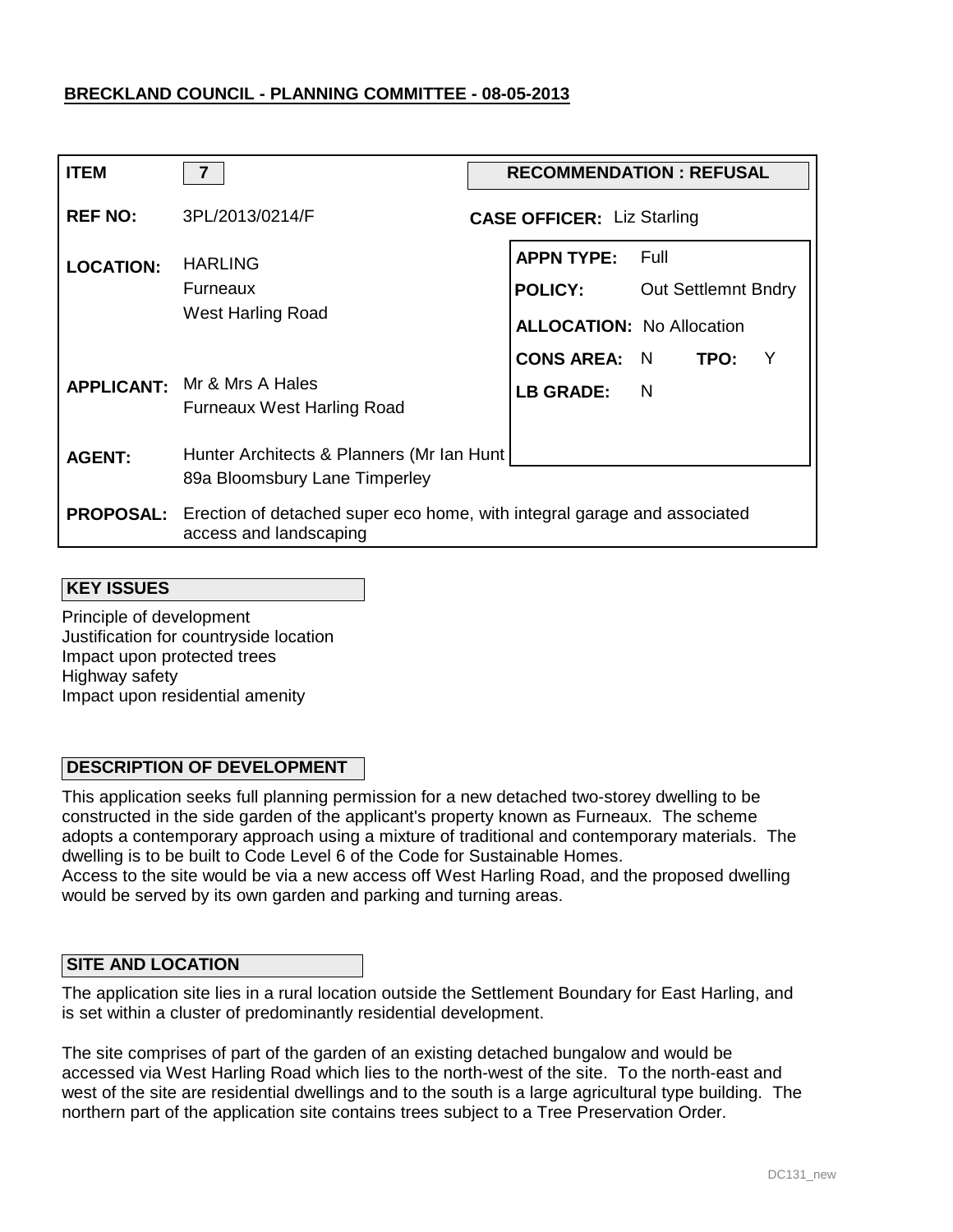**BRECKLAND COUNCIL - PLANNING COMMITTEE - 08-05-2013**

| | | | |
|---|---|---|---|
| **ITEM** | **7** | **RECOMMENDATION : REFUSAL** | |
| **REF NO:** | 3PL/2013/0214/F | **CASE OFFICER:** Liz Starling | |
| **LOCATION:** | HARLING<br>Furneaux<br>West Harling Road | **APPN TYPE:** Full<br>**POLICY:** Out Settlemnt Bndry<br>**ALLOCATION:** No Allocation<br>**CONS AREA:** N **TPO:** Y<br>**LB GRADE:** N | |
| **APPLICANT:** | Mr & Mrs A Hales<br>Furneaux West Harling Road | | |
| **AGENT:** | Hunter Architects & Planners (Mr Ian Hunt<br>89a Bloomsbury Lane Timperley | | |
| **PROPOSAL:** | Erection of detached super eco home, with integral garage and associated access and landscaping | | |

**KEY ISSUES**

Principle of development
Justification for countryside location
Impact upon protected trees
Highway safety
Impact upon residential amenity

**DESCRIPTION OF DEVELOPMENT**

This application seeks full planning permission for a new detached two-storey dwelling to be constructed in the side garden of the applicant's property known as Furneaux. The scheme adopts a contemporary approach using a mixture of traditional and contemporary materials. The dwelling is to be built to Code Level 6 of the Code for Sustainable Homes.
Access to the site would be via a new access off West Harling Road, and the proposed dwelling would be served by its own garden and parking and turning areas.

**SITE AND LOCATION**

The application site lies in a rural location outside the Settlement Boundary for East Harling, and is set within a cluster of predominantly residential development.

The site comprises of part of the garden of an existing detached bungalow and would be accessed via West Harling Road which lies to the north-west of the site. To the north-east and west of the site are residential dwellings and to the south is a large agricultural type building. The northern part of the application site contains trees subject to a Tree Preservation Order.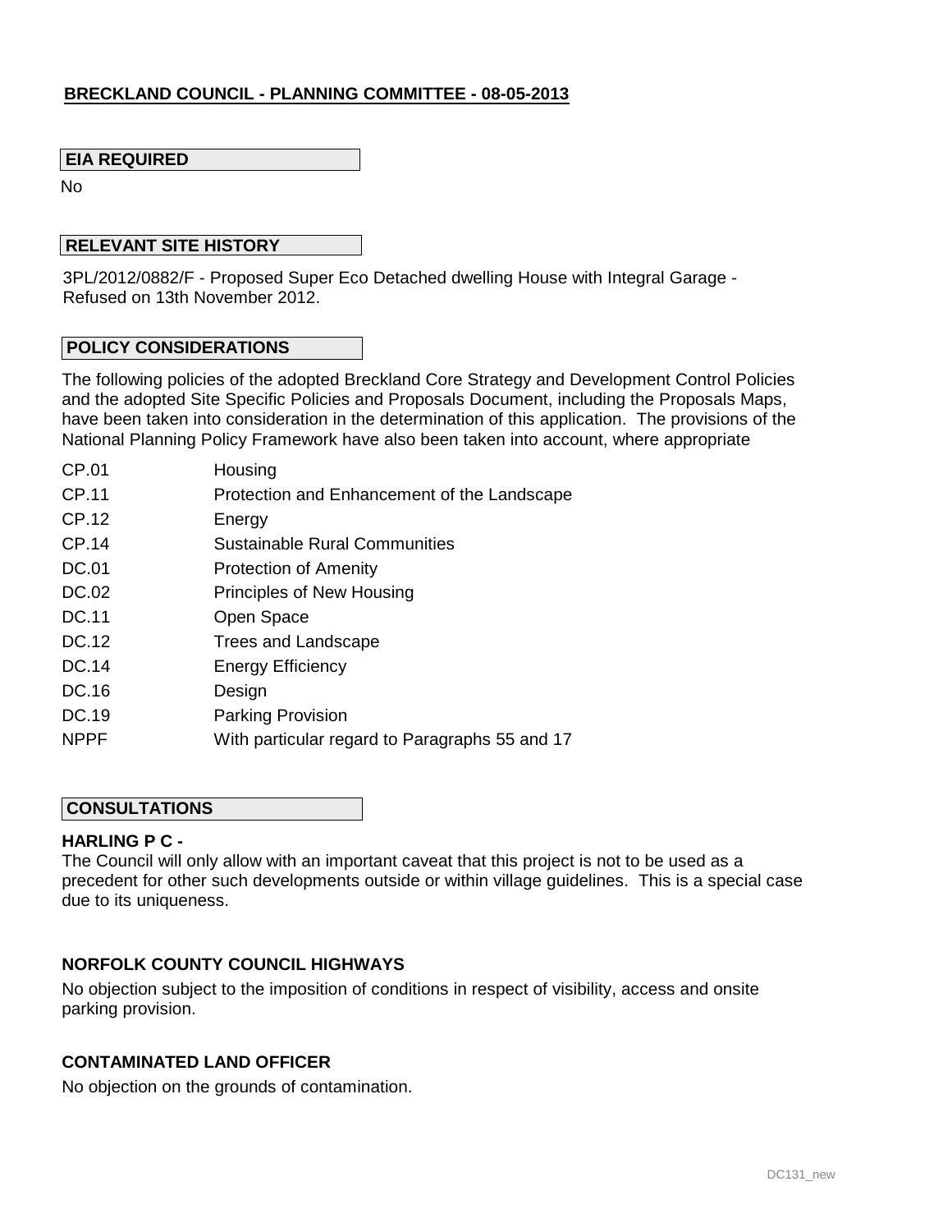**BRECKLAND COUNCIL - PLANNING COMMITTEE - 08-05-2013**

**EIA REQUIRED**

No

**RELEVANT SITE HISTORY**

3PL/2012/0882/F - Proposed Super Eco Detached dwelling House with Integral Garage - Refused on 13th November 2012.

**POLICY CONSIDERATIONS**

The following policies of the adopted Breckland Core Strategy and Development Control Policies and the adopted Site Specific Policies and Proposals Document, including the Proposals Maps, have been taken into consideration in the determination of this application. The provisions of the National Planning Policy Framework have also been taken into account, where appropriate

| | |
|---|---|
| CP.01 | Housing |
| CP.11 | Protection and Enhancement of the Landscape |
| CP.12 | Energy |
| CP.14 | Sustainable Rural Communities |
| DC.01 | Protection of Amenity |
| DC.02 | Principles of New Housing |
| DC.11 | Open Space |
| DC.12 | Trees and Landscape |
| DC.14 | Energy Efficiency |
| DC.16 | Design |
| DC.19 | Parking Provision |
| NPPF | With particular regard to Paragraphs 55 and 17 |

**CONSULTATIONS**

**HARLING P C -**

The Council will only allow with an important caveat that this project is not to be used as a precedent for other such developments outside or within village guidelines. This is a special case due to its uniqueness.

**NORFOLK COUNTY COUNCIL HIGHWAYS**

No objection subject to the imposition of conditions in respect of visibility, access and onsite parking provision.

**CONTAMINATED LAND OFFICER**

No objection on the grounds of contamination.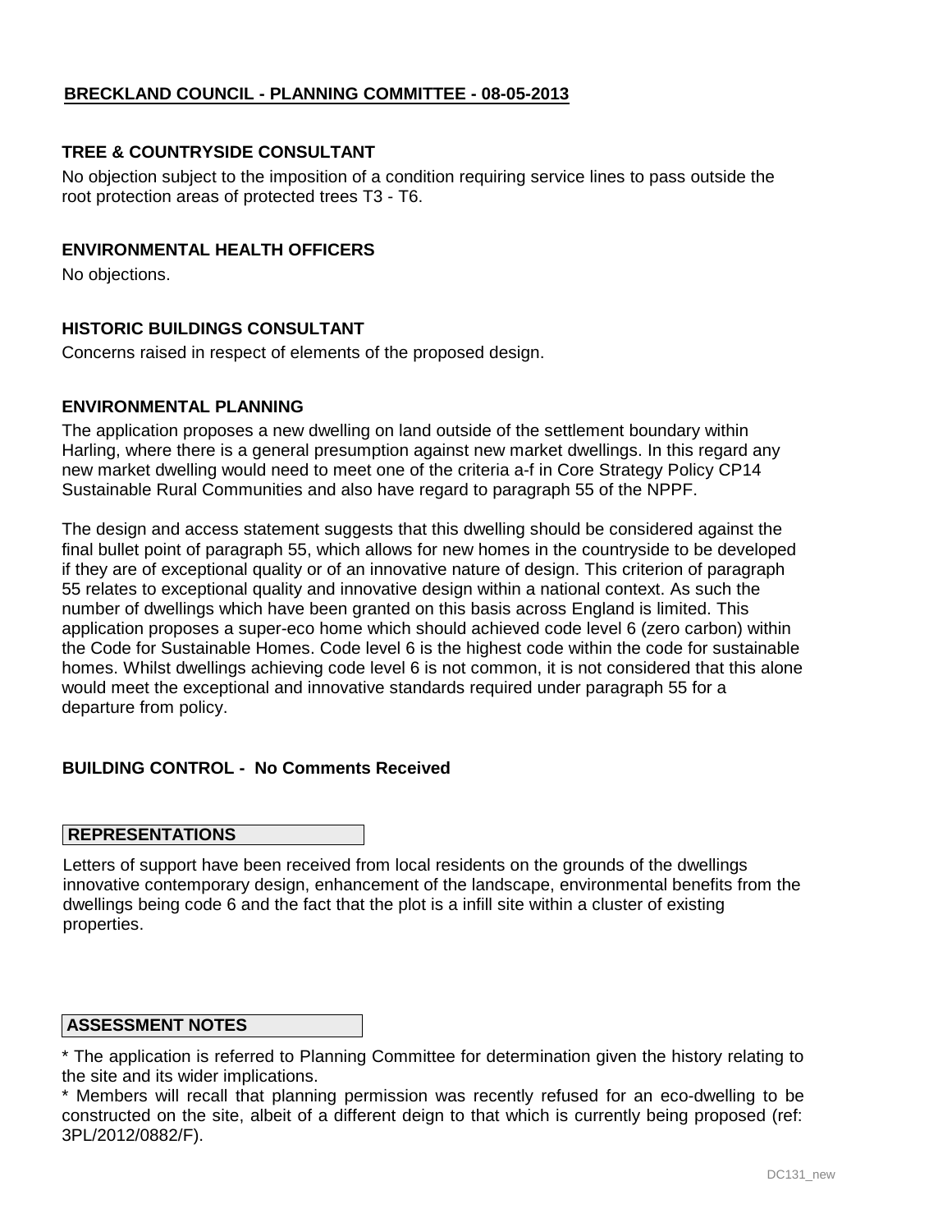## BRECKLAND COUNCIL - PLANNING COMMITTEE - 08-05-2013

### TREE & COUNTRYSIDE CONSULTANT

No objection subject to the imposition of a condition requiring service lines to pass outside the root protection areas of protected trees T3 - T6.

### ENVIRONMENTAL HEALTH OFFICERS

No objections.

### HISTORIC BUILDINGS CONSULTANT

Concerns raised in respect of elements of the proposed design.

### ENVIRONMENTAL PLANNING

The application proposes a new dwelling on land outside of the settlement boundary within Harling, where there is a general presumption against new market dwellings. In this regard any new market dwelling would need to meet one of the criteria a-f in Core Strategy Policy CP14 Sustainable Rural Communities and also have regard to paragraph 55 of the NPPF.

The design and access statement suggests that this dwelling should be considered against the final bullet point of paragraph 55, which allows for new homes in the countryside to be developed if they are of exceptional quality or of an innovative nature of design. This criterion of paragraph 55 relates to exceptional quality and innovative design within a national context. As such the number of dwellings which have been granted on this basis across England is limited. This application proposes a super-eco home which should achieved code level 6 (zero carbon) within the Code for Sustainable Homes. Code level 6 is the highest code within the code for sustainable homes. Whilst dwellings achieving code level 6 is not common, it is not considered that this alone would meet the exceptional and innovative standards required under paragraph 55 for a departure from policy.

### BUILDING CONTROL - No Comments Received

### REPRESENTATIONS

Letters of support have been received from local residents on the grounds of the dwellings innovative contemporary design, enhancement of the landscape, environmental benefits from the dwellings being code 6 and the fact that the plot is a infill site within a cluster of existing properties.

### ASSESSMENT NOTES

* The application is referred to Planning Committee for determination given the history relating to the site and its wider implications.
* Members will recall that planning permission was recently refused for an eco-dwelling to be constructed on the site, albeit of a different deign to that which is currently being proposed (ref: 3PL/2012/0882/F).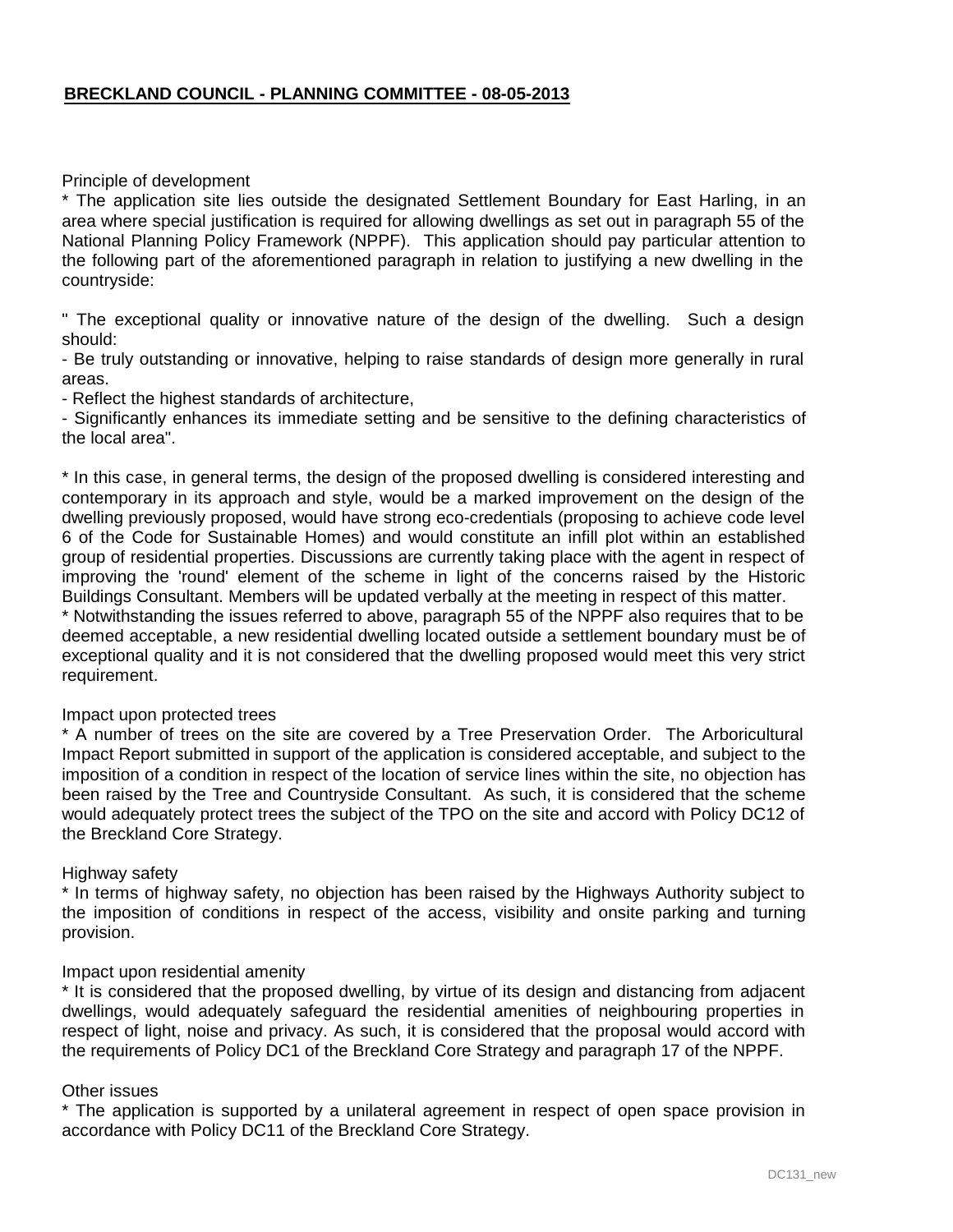**BRECKLAND COUNCIL - PLANNING COMMITTEE - 08-05-2013**

Principle of development

* The application site lies outside the designated Settlement Boundary for East Harling, in an area where special justification is required for allowing dwellings as set out in paragraph 55 of the National Planning Policy Framework (NPPF). This application should pay particular attention to the following part of the aforementioned paragraph in relation to justifying a new dwelling in the countryside:

" The exceptional quality or innovative nature of the design of the dwelling. Such a design should:
- Be truly outstanding or innovative, helping to raise standards of design more generally in rural areas.
- Reflect the highest standards of architecture,
- Significantly enhances its immediate setting and be sensitive to the defining characteristics of the local area".

* In this case, in general terms, the design of the proposed dwelling is considered interesting and contemporary in its approach and style, would be a marked improvement on the design of the dwelling previously proposed, would have strong eco-credentials (proposing to achieve code level 6 of the Code for Sustainable Homes) and would constitute an infill plot within an established group of residential properties. Discussions are currently taking place with the agent in respect of improving the 'round' element of the scheme in light of the concerns raised by the Historic Buildings Consultant. Members will be updated verbally at the meeting in respect of this matter.
* Notwithstanding the issues referred to above, paragraph 55 of the NPPF also requires that to be deemed acceptable, a new residential dwelling located outside a settlement boundary must be of exceptional quality and it is not considered that the dwelling proposed would meet this very strict requirement.

Impact upon protected trees

* A number of trees on the site are covered by a Tree Preservation Order. The Arboricultural Impact Report submitted in support of the application is considered acceptable, and subject to the imposition of a condition in respect of the location of service lines within the site, no objection has been raised by the Tree and Countryside Consultant. As such, it is considered that the scheme would adequately protect trees the subject of the TPO on the site and accord with Policy DC12 of the Breckland Core Strategy.

Highway safety

* In terms of highway safety, no objection has been raised by the Highways Authority subject to the imposition of conditions in respect of the access, visibility and onsite parking and turning provision.

Impact upon residential amenity

* It is considered that the proposed dwelling, by virtue of its design and distancing from adjacent dwellings, would adequately safeguard the residential amenities of neighbouring properties in respect of light, noise and privacy. As such, it is considered that the proposal would accord with the requirements of Policy DC1 of the Breckland Core Strategy and paragraph 17 of the NPPF.

Other issues

* The application is supported by a unilateral agreement in respect of open space provision in accordance with Policy DC11 of the Breckland Core Strategy.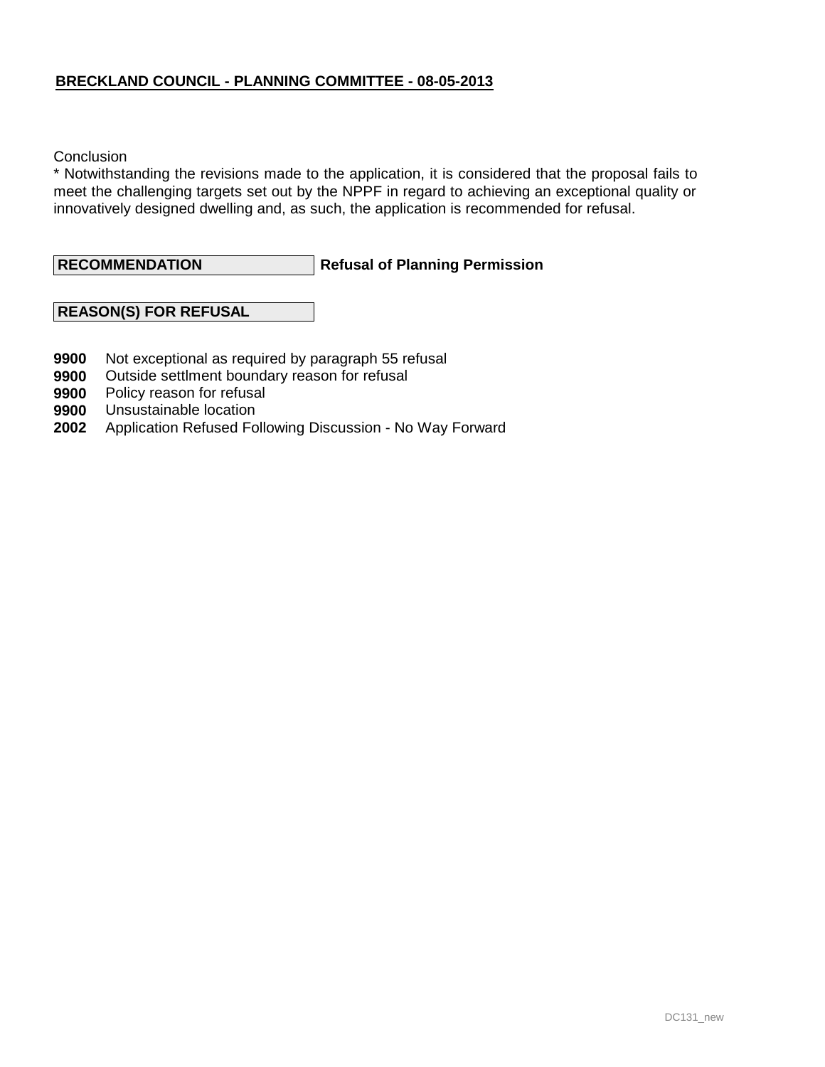Conclusion

* Notwithstanding the revisions made to the application, it is considered that the proposal fails to meet the challenging targets set out by the NPPF in regard to achieving an exceptional quality or innovatively designed dwelling and, as such, the application is recommended for refusal.

**RECOMMENDATION** **Refusal of Planning Permission**

**REASON(S) FOR REFUSAL**

**9900** Not exceptional as required by paragraph 55 refusal
**9900** Outside settlment boundary reason for refusal
**9900** Policy reason for refusal
**9900** Unsustainable location
**2002** Application Refused Following Discussion - No Way Forward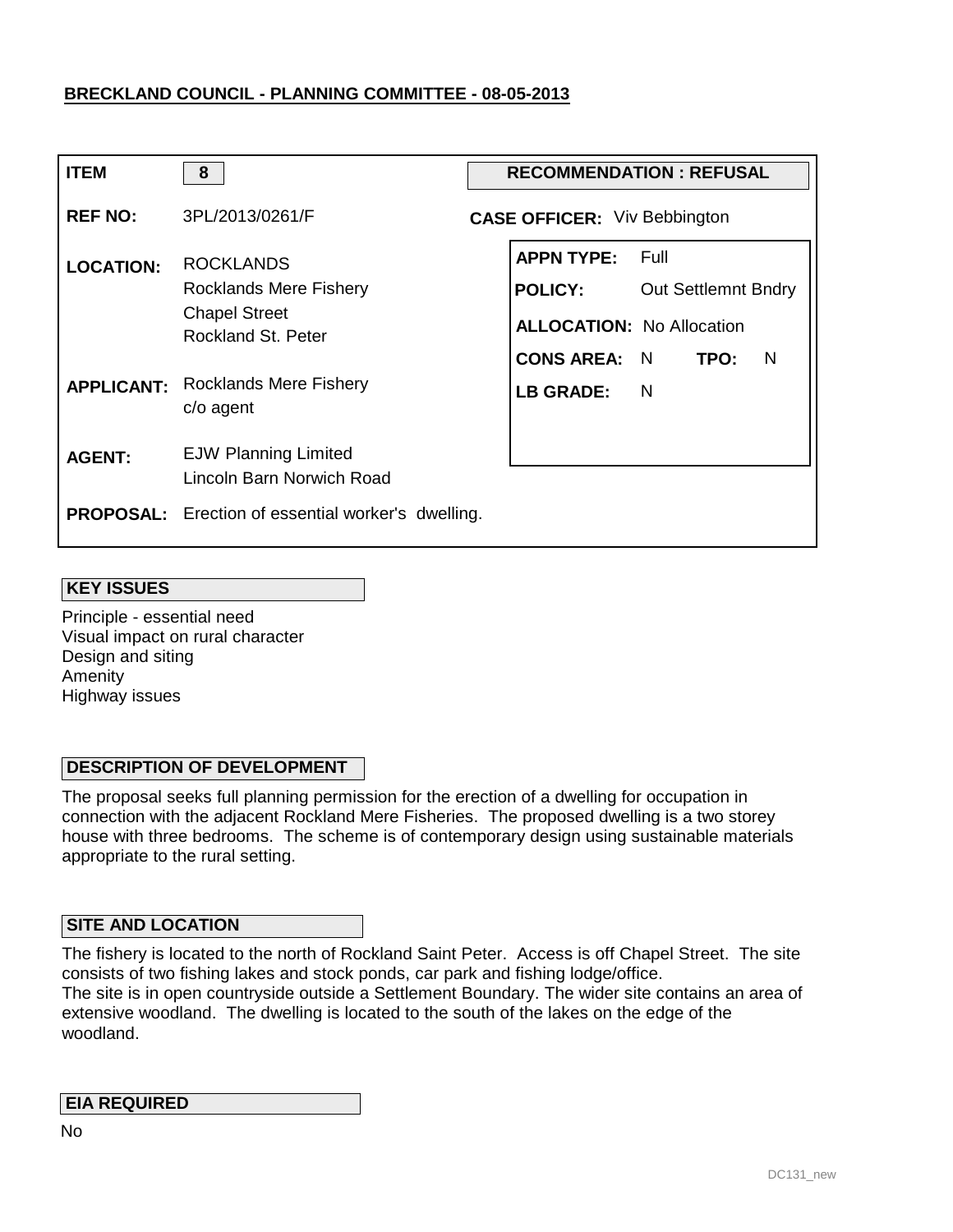**BRECKLAND COUNCIL - PLANNING COMMITTEE - 08-05-2013**

| | | | |
|---|---|---|---|
| **ITEM** | 8 | **RECOMMENDATION : REFUSAL** | |
| **REF NO:** | 3PL/2013/0261/F | **CASE OFFICER:** | Viv Bebbington |
| **LOCATION:** | ROCKLANDS<br>Rocklands Mere Fishery<br>Chapel Street<br>Rockland St. Peter | **APPN TYPE:** | Full |
| | | **POLICY:** | Out Settlemnt Bndry |
| | | **ALLOCATION:** | No Allocation |
| | | **CONS AREA:** | N &nbsp;&nbsp; **TPO:** N |
| **APPLICANT:** | Rocklands Mere Fishery<br>c/o agent | **LB GRADE:** | N |
| **AGENT:** | EJW Planning Limited<br>Lincoln Barn Norwich Road | | |
| **PROPOSAL:** | Erection of essential worker's dwelling. | | |

**KEY ISSUES**

Principle - essential need
Visual impact on rural character
Design and siting
Amenity
Highway issues

**DESCRIPTION OF DEVELOPMENT**

The proposal seeks full planning permission for the erection of a dwelling for occupation in connection with the adjacent Rockland Mere Fisheries. The proposed dwelling is a two storey house with three bedrooms. The scheme is of contemporary design using sustainable materials appropriate to the rural setting.

**SITE AND LOCATION**

The fishery is located to the north of Rockland Saint Peter. Access is off Chapel Street. The site consists of two fishing lakes and stock ponds, car park and fishing lodge/office.
The site is in open countryside outside a Settlement Boundary. The wider site contains an area of extensive woodland. The dwelling is located to the south of the lakes on the edge of the woodland.

**EIA REQUIRED**

No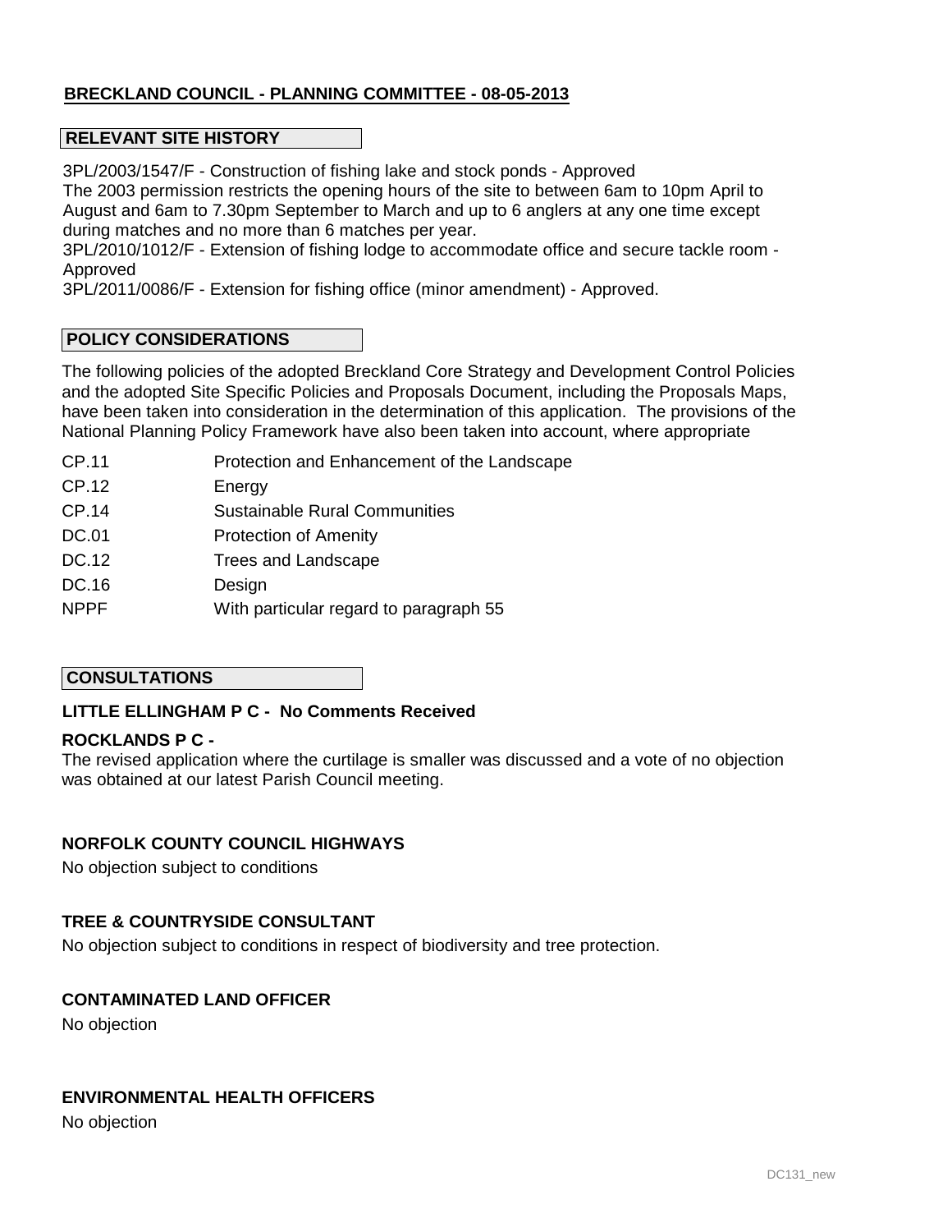**BRECKLAND COUNCIL - PLANNING COMMITTEE - 08-05-2013**

## RELEVANT SITE HISTORY

3PL/2003/1547/F - Construction of fishing lake and stock ponds - Approved
The 2003 permission restricts the opening hours of the site to between 6am to 10pm April to August and 6am to 7.30pm September to March and up to 6 anglers at any one time except during matches and no more than 6 matches per year.
3PL/2010/1012/F - Extension of fishing lodge to accommodate office and secure tackle room - Approved
3PL/2011/0086/F - Extension for fishing office (minor amendment) - Approved.

## POLICY CONSIDERATIONS

The following policies of the adopted Breckland Core Strategy and Development Control Policies and the adopted Site Specific Policies and Proposals Document, including the Proposals Maps, have been taken into consideration in the determination of this application. The provisions of the National Planning Policy Framework have also been taken into account, where appropriate

| | |
|---|---|
| CP.11 | Protection and Enhancement of the Landscape |
| CP.12 | Energy |
| CP.14 | Sustainable Rural Communities |
| DC.01 | Protection of Amenity |
| DC.12 | Trees and Landscape |
| DC.16 | Design |
| NPPF | With particular regard to paragraph 55 |

## CONSULTATIONS

**LITTLE ELLINGHAM P C - No Comments Received**

**ROCKLANDS P C -**
The revised application where the curtilage is smaller was discussed and a vote of no objection was obtained at our latest Parish Council meeting.

**NORFOLK COUNTY COUNCIL HIGHWAYS**
No objection subject to conditions

**TREE & COUNTRYSIDE CONSULTANT**
No objection subject to conditions in respect of biodiversity and tree protection.

**CONTAMINATED LAND OFFICER**
No objection

**ENVIRONMENTAL HEALTH OFFICERS**
No objection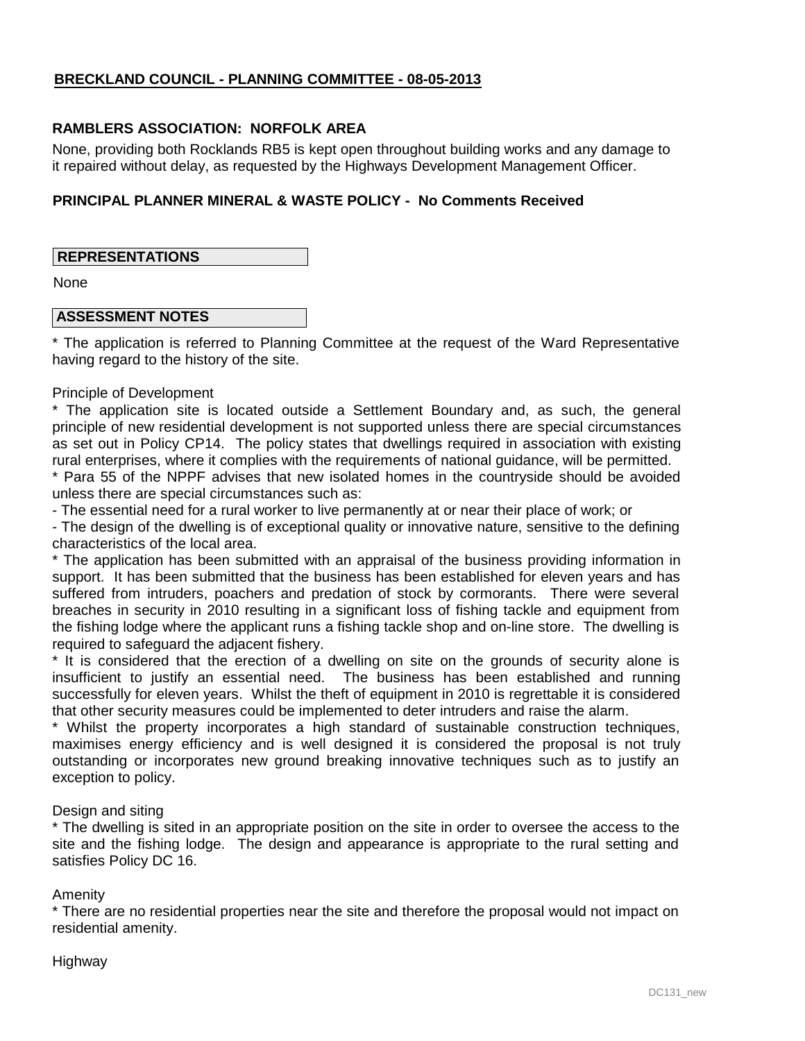## BRECKLAND COUNCIL - PLANNING COMMITTEE - 08-05-2013

### RAMBLERS ASSOCIATION: NORFOLK AREA

None, providing both Rocklands RB5 is kept open throughout building works and any damage to it repaired without delay, as requested by the Highways Development Management Officer.

### PRINCIPAL PLANNER MINERAL & WASTE POLICY - No Comments Received

**REPRESENTATIONS**

None

**ASSESSMENT NOTES**

* The application is referred to Planning Committee at the request of the Ward Representative having regard to the history of the site.

Principle of Development

* The application site is located outside a Settlement Boundary and, as such, the general principle of new residential development is not supported unless there are special circumstances as set out in Policy CP14. The policy states that dwellings required in association with existing rural enterprises, where it complies with the requirements of national guidance, will be permitted.
* Para 55 of the NPPF advises that new isolated homes in the countryside should be avoided unless there are special circumstances such as:
- The essential need for a rural worker to live permanently at or near their place of work; or
- The design of the dwelling is of exceptional quality or innovative nature, sensitive to the defining characteristics of the local area.
* The application has been submitted with an appraisal of the business providing information in support. It has been submitted that the business has been established for eleven years and has suffered from intruders, poachers and predation of stock by cormorants. There were several breaches in security in 2010 resulting in a significant loss of fishing tackle and equipment from the fishing lodge where the applicant runs a fishing tackle shop and on-line store. The dwelling is required to safeguard the adjacent fishery.
* It is considered that the erection of a dwelling on site on the grounds of security alone is insufficient to justify an essential need. The business has been established and running successfully for eleven years. Whilst the theft of equipment in 2010 is regrettable it is considered that other security measures could be implemented to deter intruders and raise the alarm.
* Whilst the property incorporates a high standard of sustainable construction techniques, maximises energy efficiency and is well designed it is considered the proposal is not truly outstanding or incorporates new ground breaking innovative techniques such as to justify an exception to policy.

Design and siting

* The dwelling is sited in an appropriate position on the site in order to oversee the access to the site and the fishing lodge. The design and appearance is appropriate to the rural setting and satisfies Policy DC 16.

Amenity

* There are no residential properties near the site and therefore the proposal would not impact on residential amenity.

Highway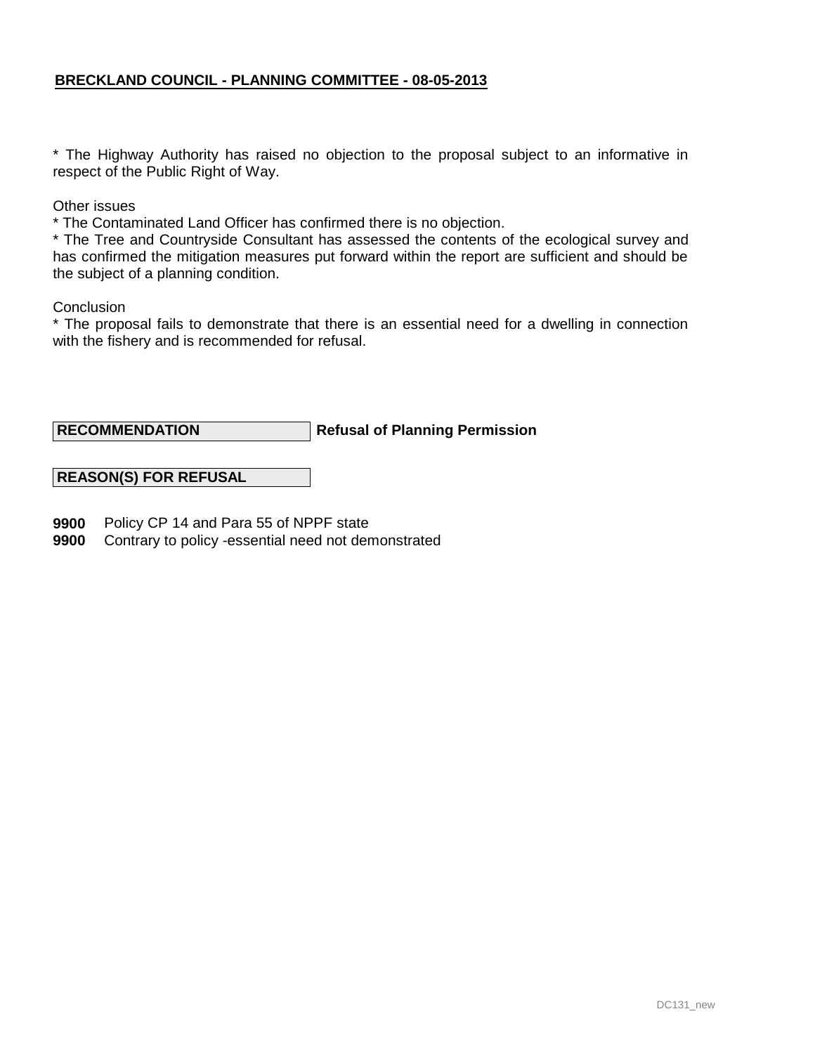* The Highway Authority has raised no objection to the proposal subject to an informative in respect of the Public Right of Way.

Other issues
* The Contaminated Land Officer has confirmed there is no objection.
* The Tree and Countryside Consultant has assessed the contents of the ecological survey and has confirmed the mitigation measures put forward within the report are sufficient and should be the subject of a planning condition.

Conclusion
* The proposal fails to demonstrate that there is an essential need for a dwelling in connection with the fishery and is recommended for refusal.

**RECOMMENDATION** **Refusal of Planning Permission**

**REASON(S) FOR REFUSAL**

**9900** Policy CP 14 and Para 55 of NPPF state
**9900** Contrary to policy -essential need not demonstrated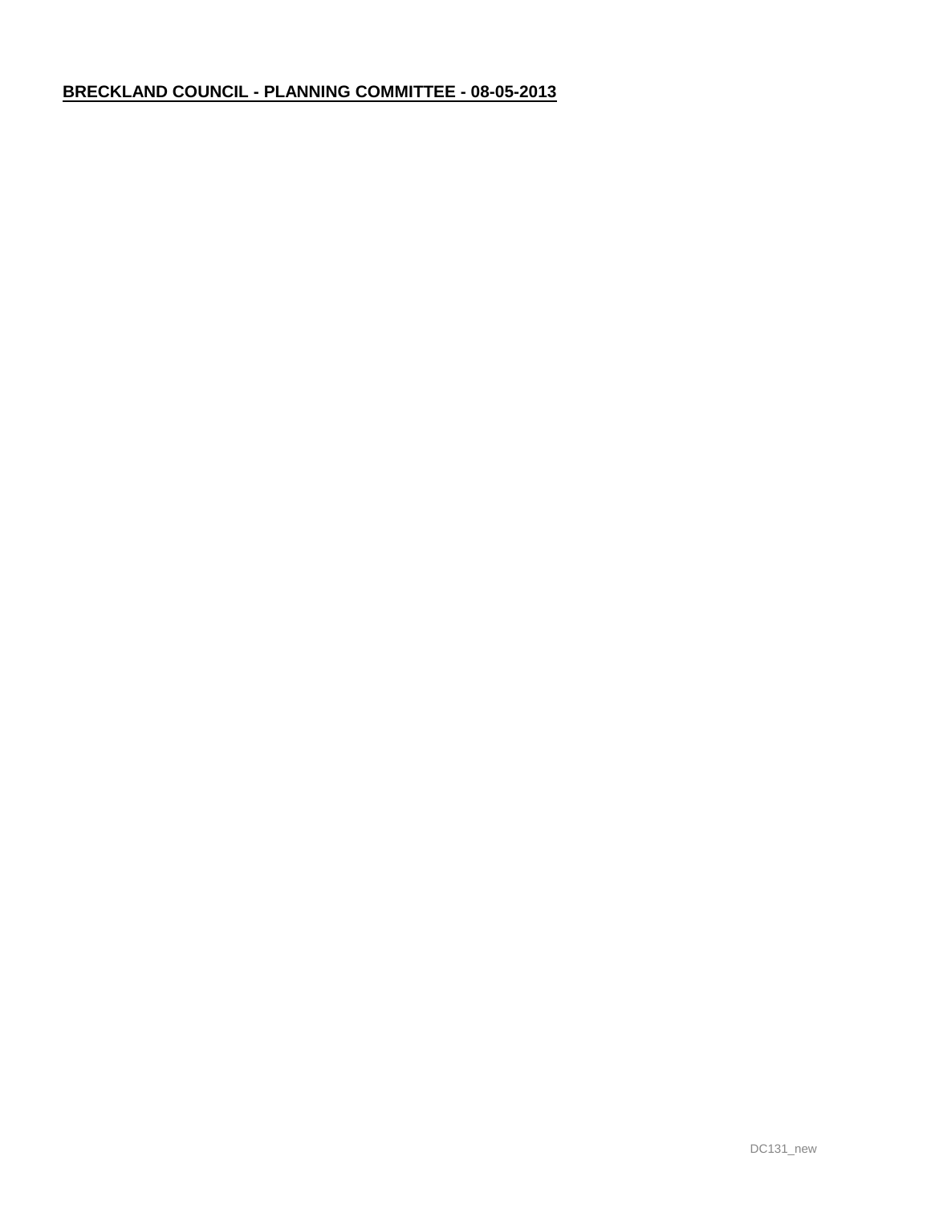**BRECKLAND COUNCIL - PLANNING COMMITTEE - 08-05-2013**

DC131_new